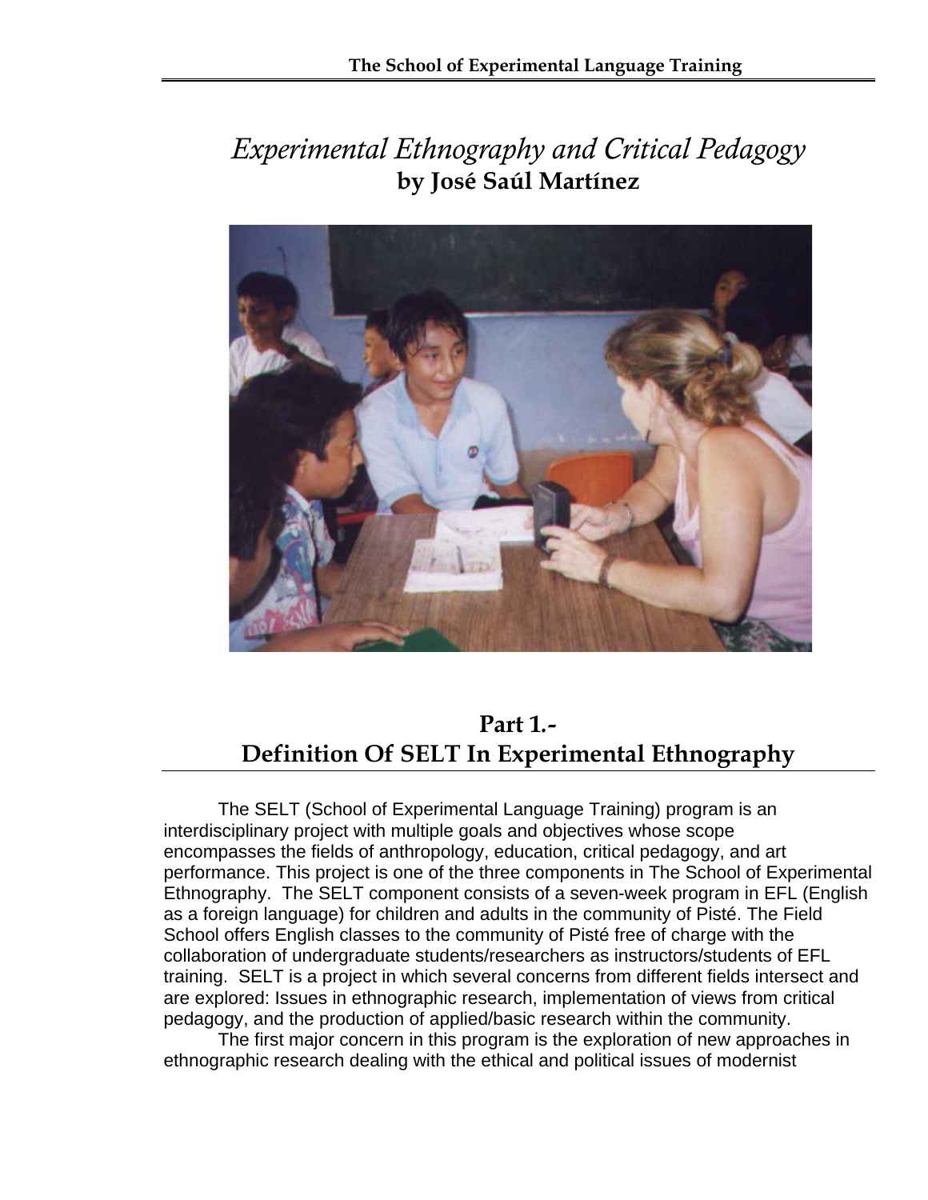# *Experimental Ethnography and Critical Pedagogy*

**by José Saúl Martínez**

## Part 1.- Definition Of SELT In Experimental Ethnography

The SELT (School of Experimental Language Training) program is an interdisciplinary project with multiple goals and objectives whose scope encompasses the fields of anthropology, education, critical pedagogy, and art performance. This project is one of the three components in The School of Experimental Ethnography. The SELT component consists of a seven-week program in EFL (English as a foreign language) for children and adults in the community of Pisté. The Field School offers English classes to the community of Pisté free of charge with the collaboration of undergraduate students/researchers as instructors/students of EFL training. SELT is a project in which several concerns from different fields intersect and are explored: Issues in ethnographic research, implementation of views from critical pedagogy, and the production of applied/basic research within the community.

The first major concern in this program is the exploration of new approaches in ethnographic research dealing with the ethical and political issues of modernist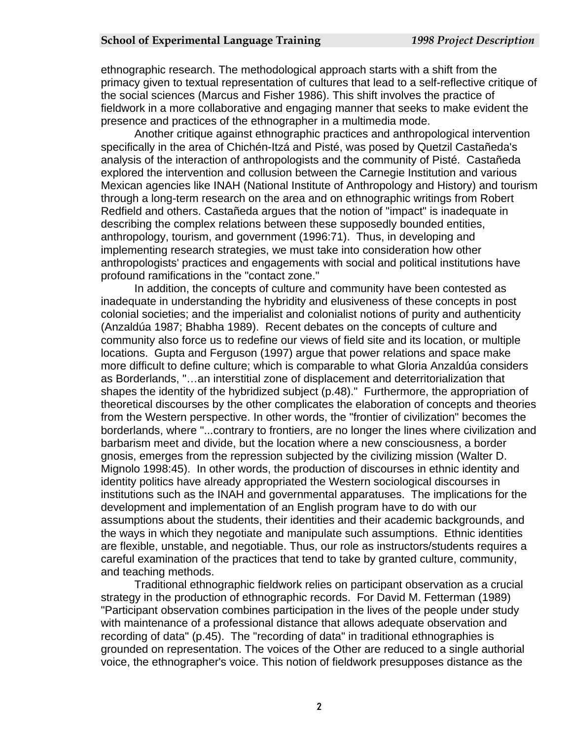ethnographic research. The methodological approach starts with a shift from the primacy given to textual representation of cultures that lead to a self-reflective critique of the social sciences (Marcus and Fisher 1986). This shift involves the practice of fieldwork in a more collaborative and engaging manner that seeks to make evident the presence and practices of the ethnographer in a multimedia mode.

Another critique against ethnographic practices and anthropological intervention specifically in the area of Chichén-Itzá and Pisté, was posed by Quetzil Castañeda's analysis of the interaction of anthropologists and the community of Pisté. Castañeda explored the intervention and collusion between the Carnegie Institution and various Mexican agencies like INAH (National Institute of Anthropology and History) and tourism through a long-term research on the area and on ethnographic writings from Robert Redfield and others. Castañeda argues that the notion of "impact" is inadequate in describing the complex relations between these supposedly bounded entities, anthropology, tourism, and government (1996:71). Thus, in developing and implementing research strategies, we must take into consideration how other anthropologists' practices and engagements with social and political institutions have profound ramifications in the "contact zone."

In addition, the concepts of culture and community have been contested as inadequate in understanding the hybridity and elusiveness of these concepts in post colonial societies; and the imperialist and colonialist notions of purity and authenticity (Anzaldúa 1987; Bhabha 1989). Recent debates on the concepts of culture and community also force us to redefine our views of field site and its location, or multiple locations. Gupta and Ferguson (1997) argue that power relations and space make more difficult to define culture; which is comparable to what Gloria Anzaldúa considers as Borderlands, "…an interstitial zone of displacement and deterritorialization that shapes the identity of the hybridized subject (p.48)." Furthermore, the appropriation of theoretical discourses by the other complicates the elaboration of concepts and theories from the Western perspective. In other words, the "frontier of civilization" becomes the borderlands, where "...contrary to frontiers, are no longer the lines where civilization and barbarism meet and divide, but the location where a new consciousness, a border gnosis, emerges from the repression subjected by the civilizing mission (Walter D. Mignolo 1998:45). In other words, the production of discourses in ethnic identity and identity politics have already appropriated the Western sociological discourses in institutions such as the INAH and governmental apparatuses. The implications for the development and implementation of an English program have to do with our assumptions about the students, their identities and their academic backgrounds, and the ways in which they negotiate and manipulate such assumptions. Ethnic identities are flexible, unstable, and negotiable. Thus, our role as instructors/students requires a careful examination of the practices that tend to take by granted culture, community, and teaching methods.

Traditional ethnographic fieldwork relies on participant observation as a crucial strategy in the production of ethnographic records. For David M. Fetterman (1989) "Participant observation combines participation in the lives of the people under study with maintenance of a professional distance that allows adequate observation and recording of data" (p.45). The "recording of data" in traditional ethnographies is grounded on representation. The voices of the Other are reduced to a single authorial voice, the ethnographer's voice. This notion of fieldwork presupposes distance as the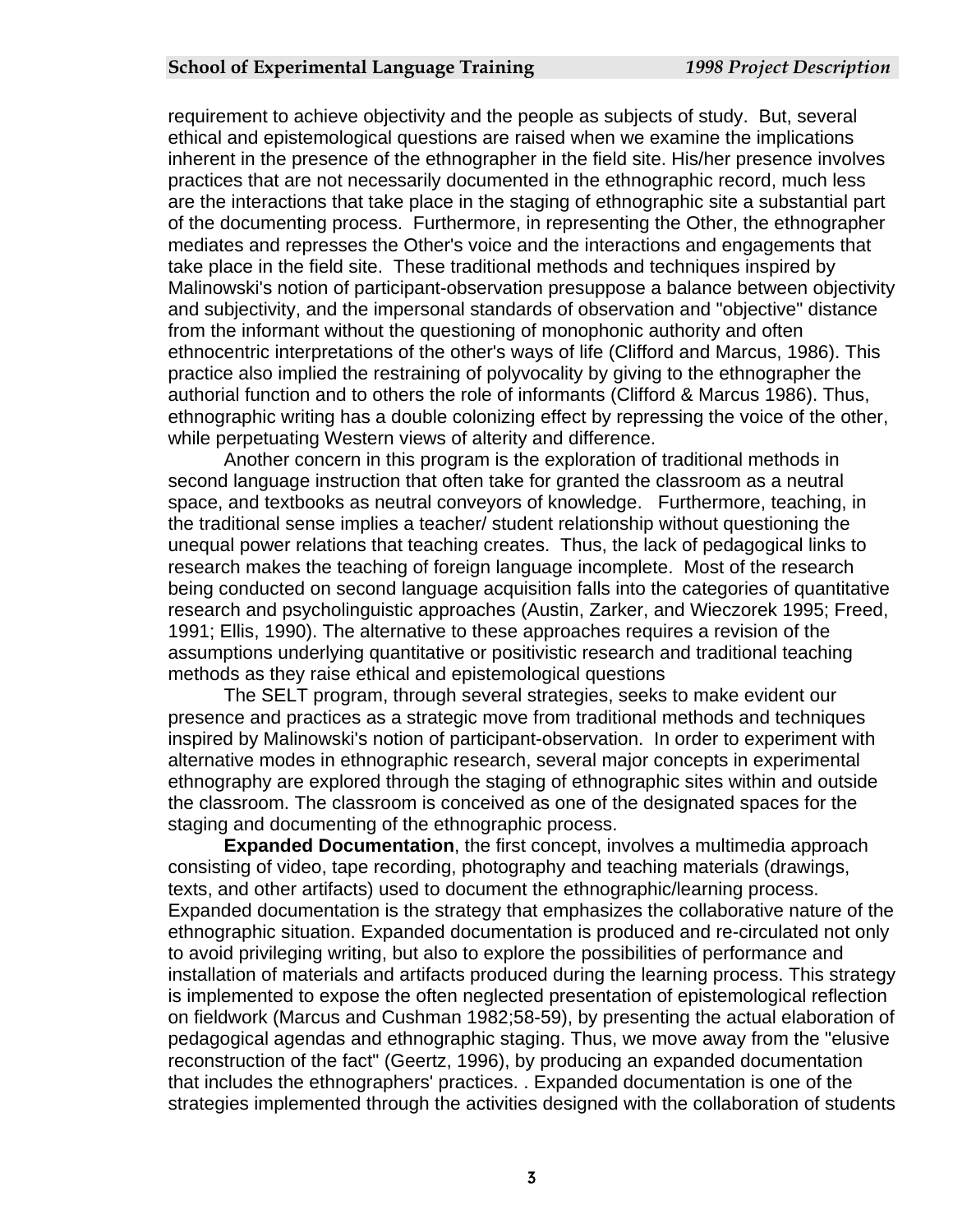requirement to achieve objectivity and the people as subjects of study. But, several ethical and epistemological questions are raised when we examine the implications inherent in the presence of the ethnographer in the field site. His/her presence involves practices that are not necessarily documented in the ethnographic record, much less are the interactions that take place in the staging of ethnographic site a substantial part of the documenting process. Furthermore, in representing the Other, the ethnographer mediates and represses the Other's voice and the interactions and engagements that take place in the field site. These traditional methods and techniques inspired by Malinowski's notion of participant-observation presuppose a balance between objectivity and subjectivity, and the impersonal standards of observation and "objective" distance from the informant without the questioning of monophonic authority and often ethnocentric interpretations of the other's ways of life (Clifford and Marcus, 1986). This practice also implied the restraining of polyvocality by giving to the ethnographer the authorial function and to others the role of informants (Clifford & Marcus 1986). Thus, ethnographic writing has a double colonizing effect by repressing the voice of the other, while perpetuating Western views of alterity and difference.

Another concern in this program is the exploration of traditional methods in second language instruction that often take for granted the classroom as a neutral space, and textbooks as neutral conveyors of knowledge. Furthermore, teaching, in the traditional sense implies a teacher/ student relationship without questioning the unequal power relations that teaching creates. Thus, the lack of pedagogical links to research makes the teaching of foreign language incomplete. Most of the research being conducted on second language acquisition falls into the categories of quantitative research and psycholinguistic approaches (Austin, Zarker, and Wieczorek 1995; Freed, 1991; Ellis, 1990). The alternative to these approaches requires a revision of the assumptions underlying quantitative or positivistic research and traditional teaching methods as they raise ethical and epistemological questions

The SELT program, through several strategies, seeks to make evident our presence and practices as a strategic move from traditional methods and techniques inspired by Malinowski's notion of participant-observation. In order to experiment with alternative modes in ethnographic research, several major concepts in experimental ethnography are explored through the staging of ethnographic sites within and outside the classroom. The classroom is conceived as one of the designated spaces for the staging and documenting of the ethnographic process.

**Expanded Documentation**, the first concept, involves a multimedia approach consisting of video, tape recording, photography and teaching materials (drawings, texts, and other artifacts) used to document the ethnographic/learning process. Expanded documentation is the strategy that emphasizes the collaborative nature of the ethnographic situation. Expanded documentation is produced and re-circulated not only to avoid privileging writing, but also to explore the possibilities of performance and installation of materials and artifacts produced during the learning process. This strategy is implemented to expose the often neglected presentation of epistemological reflection on fieldwork (Marcus and Cushman 1982;58-59), by presenting the actual elaboration of pedagogical agendas and ethnographic staging. Thus, we move away from the "elusive reconstruction of the fact" (Geertz, 1996), by producing an expanded documentation that includes the ethnographers' practices. . Expanded documentation is one of the strategies implemented through the activities designed with the collaboration of students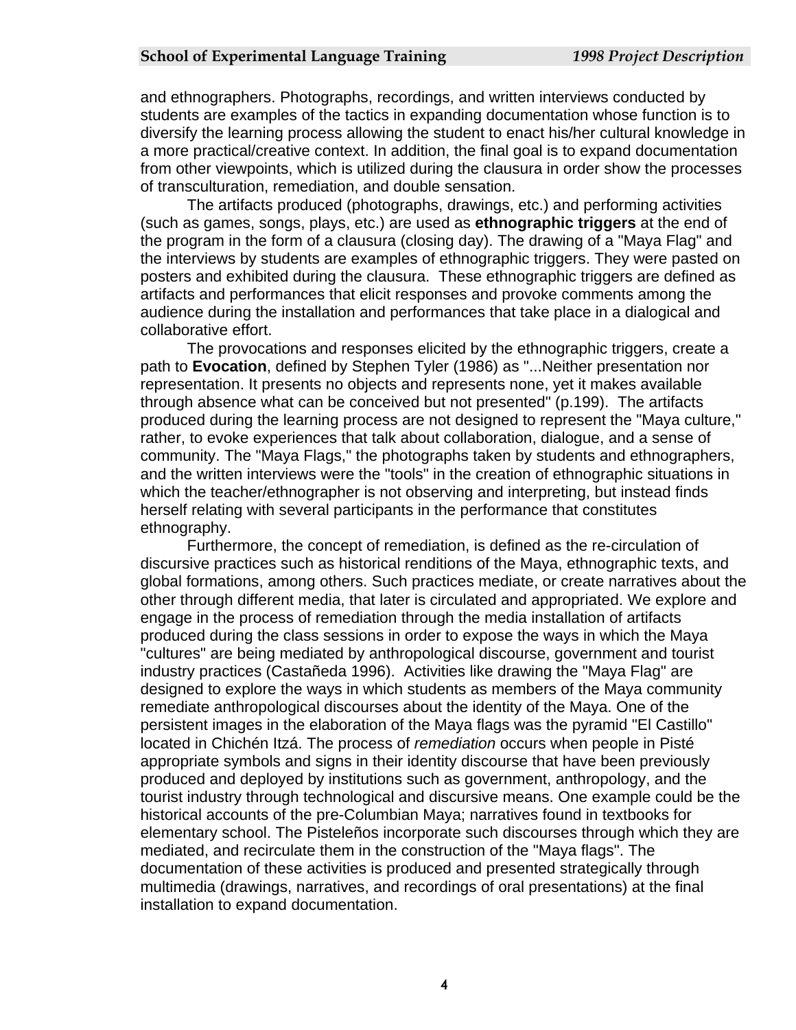and ethnographers. Photographs, recordings, and written interviews conducted by students are examples of the tactics in expanding documentation whose function is to diversify the learning process allowing the student to enact his/her cultural knowledge in a more practical/creative context. In addition, the final goal is to expand documentation from other viewpoints, which is utilized during the clausura in order show the processes of transculturation, remediation, and double sensation.

The artifacts produced (photographs, drawings, etc.) and performing activities (such as games, songs, plays, etc.) are used as **ethnographic triggers** at the end of the program in the form of a clausura (closing day). The drawing of a "Maya Flag" and the interviews by students are examples of ethnographic triggers. They were pasted on posters and exhibited during the clausura. These ethnographic triggers are defined as artifacts and performances that elicit responses and provoke comments among the audience during the installation and performances that take place in a dialogical and collaborative effort.

The provocations and responses elicited by the ethnographic triggers, create a path to **Evocation**, defined by Stephen Tyler (1986) as "...Neither presentation nor representation. It presents no objects and represents none, yet it makes available through absence what can be conceived but not presented" (p.199). The artifacts produced during the learning process are not designed to represent the "Maya culture," rather, to evoke experiences that talk about collaboration, dialogue, and a sense of community. The "Maya Flags," the photographs taken by students and ethnographers, and the written interviews were the "tools" in the creation of ethnographic situations in which the teacher/ethnographer is not observing and interpreting, but instead finds herself relating with several participants in the performance that constitutes ethnography.

Furthermore, the concept of remediation, is defined as the re-circulation of discursive practices such as historical renditions of the Maya, ethnographic texts, and global formations, among others. Such practices mediate, or create narratives about the other through different media, that later is circulated and appropriated. We explore and engage in the process of remediation through the media installation of artifacts produced during the class sessions in order to expose the ways in which the Maya "cultures" are being mediated by anthropological discourse, government and tourist industry practices (Castañeda 1996). Activities like drawing the "Maya Flag" are designed to explore the ways in which students as members of the Maya community remediate anthropological discourses about the identity of the Maya. One of the persistent images in the elaboration of the Maya flags was the pyramid "El Castillo" located in Chichén Itzá. The process of *remediation* occurs when people in Pisté appropriate symbols and signs in their identity discourse that have been previously produced and deployed by institutions such as government, anthropology, and the tourist industry through technological and discursive means. One example could be the historical accounts of the pre-Columbian Maya; narratives found in textbooks for elementary school. The Pisteleños incorporate such discourses through which they are mediated, and recirculate them in the construction of the "Maya flags". The documentation of these activities is produced and presented strategically through multimedia (drawings, narratives, and recordings of oral presentations) at the final installation to expand documentation.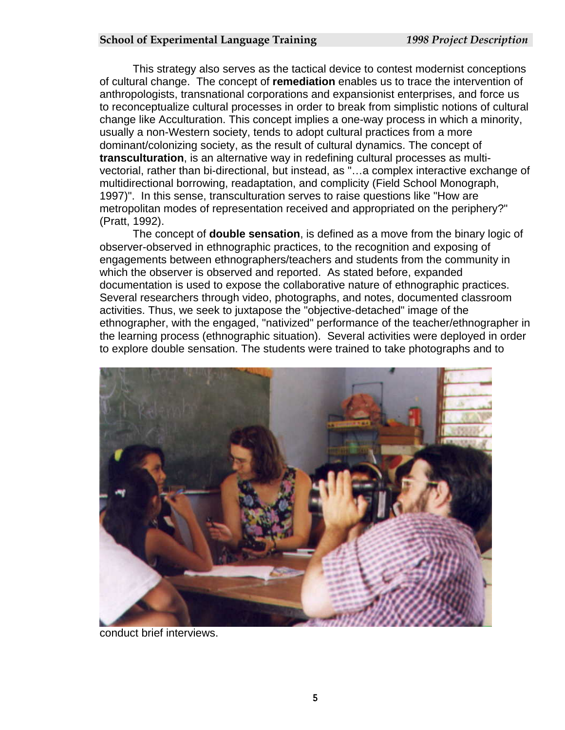This strategy also serves as the tactical device to contest modernist conceptions of cultural change. The concept of **remediation** enables us to trace the intervention of anthropologists, transnational corporations and expansionist enterprises, and force us to reconceptualize cultural processes in order to break from simplistic notions of cultural change like Acculturation. This concept implies a one-way process in which a minority, usually a non-Western society, tends to adopt cultural practices from a more dominant/colonizing society, as the result of cultural dynamics. The concept of **transculturation**, is an alternative way in redefining cultural processes as multi-vectorial, rather than bi-directional, but instead, as "…a complex interactive exchange of multidirectional borrowing, readaptation, and complicity (Field School Monograph, 1997)". In this sense, transculturation serves to raise questions like "How are metropolitan modes of representation received and appropriated on the periphery?" (Pratt, 1992).

The concept of **double sensation**, is defined as a move from the binary logic of observer-observed in ethnographic practices, to the recognition and exposing of engagements between ethnographers/teachers and students from the community in which the observer is observed and reported. As stated before, expanded documentation is used to expose the collaborative nature of ethnographic practices. Several researchers through video, photographs, and notes, documented classroom activities. Thus, we seek to juxtapose the "objective-detached" image of the ethnographer, with the engaged, "nativized" performance of the teacher/ethnographer in the learning process (ethnographic situation). Several activities were deployed in order to explore double sensation. The students were trained to take photographs and to conduct brief interviews.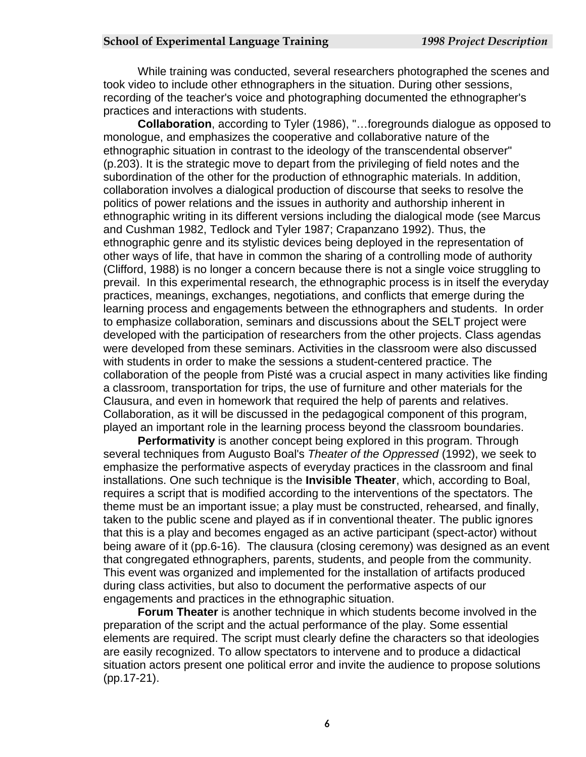While training was conducted, several researchers photographed the scenes and took video to include other ethnographers in the situation. During other sessions, recording of the teacher's voice and photographing documented the ethnographer's practices and interactions with students.

**Collaboration**, according to Tyler (1986), "…foregrounds dialogue as opposed to monologue, and emphasizes the cooperative and collaborative nature of the ethnographic situation in contrast to the ideology of the transcendental observer" (p.203). It is the strategic move to depart from the privileging of field notes and the subordination of the other for the production of ethnographic materials. In addition, collaboration involves a dialogical production of discourse that seeks to resolve the politics of power relations and the issues in authority and authorship inherent in ethnographic writing in its different versions including the dialogical mode (see Marcus and Cushman 1982, Tedlock and Tyler 1987; Crapanzano 1992). Thus, the ethnographic genre and its stylistic devices being deployed in the representation of other ways of life, that have in common the sharing of a controlling mode of authority (Clifford, 1988) is no longer a concern because there is not a single voice struggling to prevail. In this experimental research, the ethnographic process is in itself the everyday practices, meanings, exchanges, negotiations, and conflicts that emerge during the learning process and engagements between the ethnographers and students. In order to emphasize collaboration, seminars and discussions about the SELT project were developed with the participation of researchers from the other projects. Class agendas were developed from these seminars. Activities in the classroom were also discussed with students in order to make the sessions a student-centered practice. The collaboration of the people from Pisté was a crucial aspect in many activities like finding a classroom, transportation for trips, the use of furniture and other materials for the Clausura, and even in homework that required the help of parents and relatives. Collaboration, as it will be discussed in the pedagogical component of this program, played an important role in the learning process beyond the classroom boundaries.

**Performativity** is another concept being explored in this program. Through several techniques from Augusto Boal's *Theater of the Oppressed* (1992), we seek to emphasize the performative aspects of everyday practices in the classroom and final installations. One such technique is the **Invisible Theater**, which, according to Boal, requires a script that is modified according to the interventions of the spectators. The theme must be an important issue; a play must be constructed, rehearsed, and finally, taken to the public scene and played as if in conventional theater. The public ignores that this is a play and becomes engaged as an active participant (spect-actor) without being aware of it (pp.6-16). The clausura (closing ceremony) was designed as an event that congregated ethnographers, parents, students, and people from the community. This event was organized and implemented for the installation of artifacts produced during class activities, but also to document the performative aspects of our engagements and practices in the ethnographic situation.

**Forum Theater** is another technique in which students become involved in the preparation of the script and the actual performance of the play. Some essential elements are required. The script must clearly define the characters so that ideologies are easily recognized. To allow spectators to intervene and to produce a didactical situation actors present one political error and invite the audience to propose solutions (pp.17-21).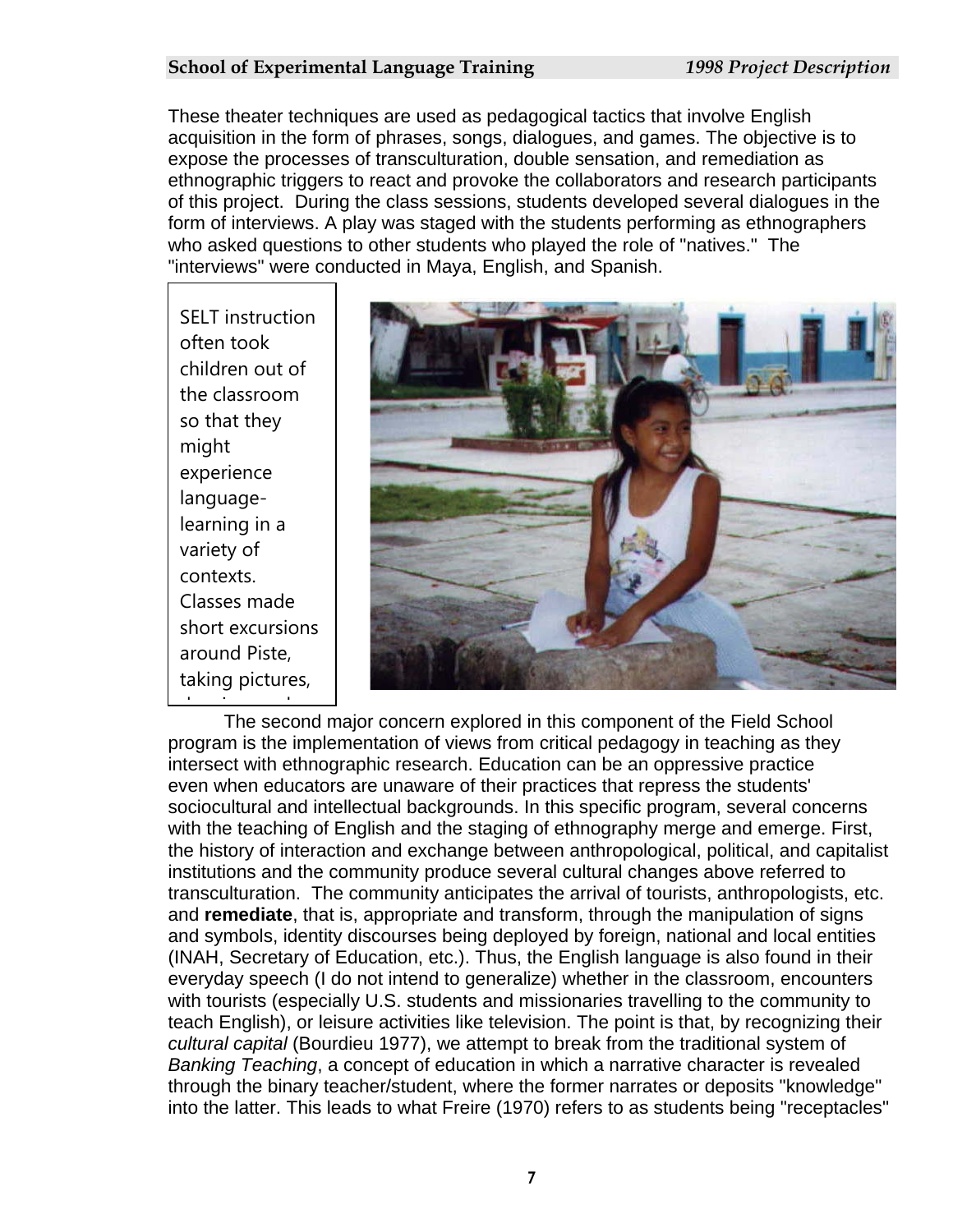These theater techniques are used as pedagogical tactics that involve English acquisition in the form of phrases, songs, dialogues, and games. The objective is to expose the processes of transculturation, double sensation, and remediation as ethnographic triggers to react and provoke the collaborators and research participants of this project. During the class sessions, students developed several dialogues in the form of interviews. A play was staged with the students performing as ethnographers who asked questions to other students who played the role of "natives." The "interviews" were conducted in Maya, English, and Spanish.

SELT instruction often took children out of the classroom so that they might experience language-learning in a variety of contexts. Classes made short excursions around Piste, taking pictures,

The second major concern explored in this component of the Field School program is the implementation of views from critical pedagogy in teaching as they intersect with ethnographic research. Education can be an oppressive practice even when educators are unaware of their practices that repress the students' sociocultural and intellectual backgrounds. In this specific program, several concerns with the teaching of English and the staging of ethnography merge and emerge. First, the history of interaction and exchange between anthropological, political, and capitalist institutions and the community produce several cultural changes above referred to transculturation. The community anticipates the arrival of tourists, anthropologists, etc. and **remediate**, that is, appropriate and transform, through the manipulation of signs and symbols, identity discourses being deployed by foreign, national and local entities (INAH, Secretary of Education, etc.). Thus, the English language is also found in their everyday speech (I do not intend to generalize) whether in the classroom, encounters with tourists (especially U.S. students and missionaries travelling to the community to teach English), or leisure activities like television. The point is that, by recognizing their *cultural capital* (Bourdieu 1977), we attempt to break from the traditional system of *Banking Teaching*, a concept of education in which a narrative character is revealed through the binary teacher/student, where the former narrates or deposits "knowledge" into the latter. This leads to what Freire (1970) refers to as students being "receptacles"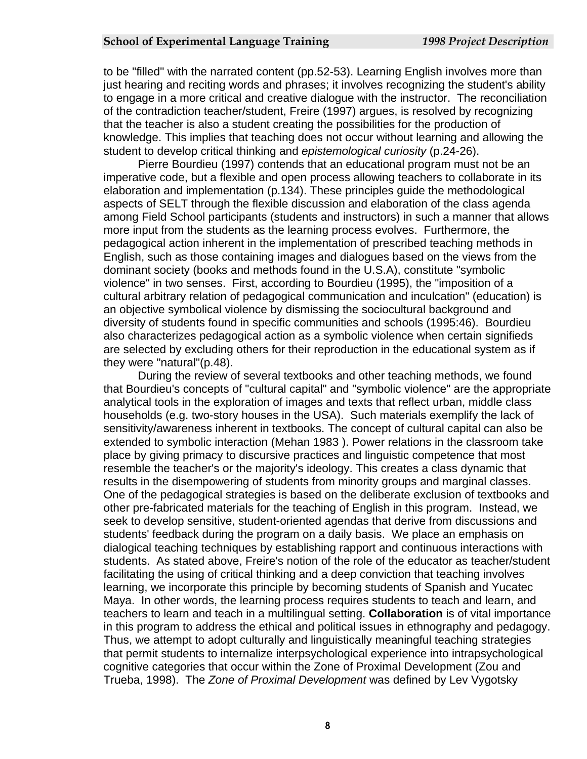to be "filled" with the narrated content (pp.52-53). Learning English involves more than just hearing and reciting words and phrases; it involves recognizing the student's ability to engage in a more critical and creative dialogue with the instructor. The reconciliation of the contradiction teacher/student, Freire (1997) argues, is resolved by recognizing that the teacher is also a student creating the possibilities for the production of knowledge. This implies that teaching does not occur without learning and allowing the student to develop critical thinking and *epistemological curiosity* (p.24-26).

Pierre Bourdieu (1997) contends that an educational program must not be an imperative code, but a flexible and open process allowing teachers to collaborate in its elaboration and implementation (p.134). These principles guide the methodological aspects of SELT through the flexible discussion and elaboration of the class agenda among Field School participants (students and instructors) in such a manner that allows more input from the students as the learning process evolves. Furthermore, the pedagogical action inherent in the implementation of prescribed teaching methods in English, such as those containing images and dialogues based on the views from the dominant society (books and methods found in the U.S.A), constitute "symbolic violence" in two senses. First, according to Bourdieu (1995), the "imposition of a cultural arbitrary relation of pedagogical communication and inculcation" (education) is an objective symbolical violence by dismissing the sociocultural background and diversity of students found in specific communities and schools (1995:46). Bourdieu also characterizes pedagogical action as a symbolic violence when certain signifieds are selected by excluding others for their reproduction in the educational system as if they were "natural"(p.48).

During the review of several textbooks and other teaching methods, we found that Bourdieu's concepts of "cultural capital" and "symbolic violence" are the appropriate analytical tools in the exploration of images and texts that reflect urban, middle class households (e.g. two-story houses in the USA). Such materials exemplify the lack of sensitivity/awareness inherent in textbooks. The concept of cultural capital can also be extended to symbolic interaction (Mehan 1983 ). Power relations in the classroom take place by giving primacy to discursive practices and linguistic competence that most resemble the teacher's or the majority's ideology. This creates a class dynamic that results in the disempowering of students from minority groups and marginal classes. One of the pedagogical strategies is based on the deliberate exclusion of textbooks and other pre-fabricated materials for the teaching of English in this program. Instead, we seek to develop sensitive, student-oriented agendas that derive from discussions and students' feedback during the program on a daily basis. We place an emphasis on dialogical teaching techniques by establishing rapport and continuous interactions with students. As stated above, Freire's notion of the role of the educator as teacher/student facilitating the using of critical thinking and a deep conviction that teaching involves learning, we incorporate this principle by becoming students of Spanish and Yucatec Maya. In other words, the learning process requires students to teach and learn, and teachers to learn and teach in a multilingual setting. **Collaboration** is of vital importance in this program to address the ethical and political issues in ethnography and pedagogy. Thus, we attempt to adopt culturally and linguistically meaningful teaching strategies that permit students to internalize interpsychological experience into intrapsychological cognitive categories that occur within the Zone of Proximal Development (Zou and Trueba, 1998). The *Zone of Proximal Development* was defined by Lev Vygotsky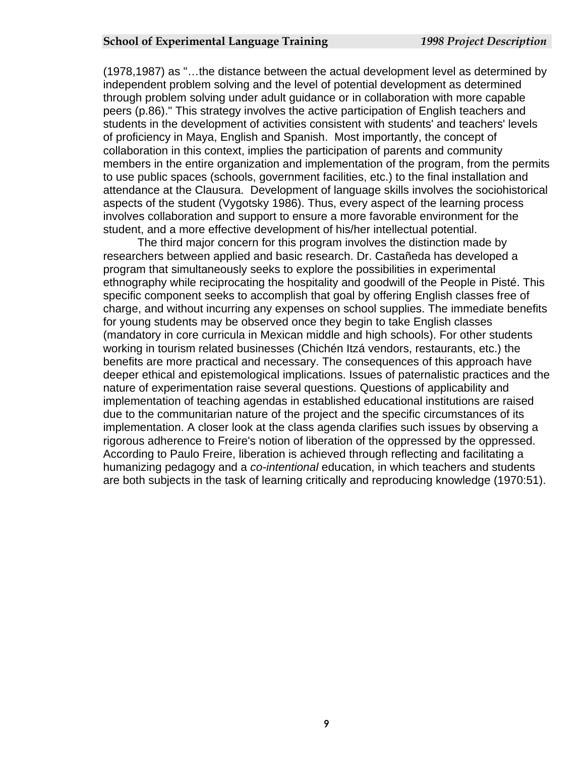(1978,1987) as "…the distance between the actual development level as determined by independent problem solving and the level of potential development as determined through problem solving under adult guidance or in collaboration with more capable peers (p.86)." This strategy involves the active participation of English teachers and students in the development of activities consistent with students' and teachers' levels of proficiency in Maya, English and Spanish. Most importantly, the concept of collaboration in this context, implies the participation of parents and community members in the entire organization and implementation of the program, from the permits to use public spaces (schools, government facilities, etc.) to the final installation and attendance at the Clausura. Development of language skills involves the sociohistorical aspects of the student (Vygotsky 1986). Thus, every aspect of the learning process involves collaboration and support to ensure a more favorable environment for the student, and a more effective development of his/her intellectual potential.

The third major concern for this program involves the distinction made by researchers between applied and basic research. Dr. Castañeda has developed a program that simultaneously seeks to explore the possibilities in experimental ethnography while reciprocating the hospitality and goodwill of the People in Pisté. This specific component seeks to accomplish that goal by offering English classes free of charge, and without incurring any expenses on school supplies. The immediate benefits for young students may be observed once they begin to take English classes (mandatory in core curricula in Mexican middle and high schools). For other students working in tourism related businesses (Chichén Itzá vendors, restaurants, etc.) the benefits are more practical and necessary. The consequences of this approach have deeper ethical and epistemological implications. Issues of paternalistic practices and the nature of experimentation raise several questions. Questions of applicability and implementation of teaching agendas in established educational institutions are raised due to the communitarian nature of the project and the specific circumstances of its implementation. A closer look at the class agenda clarifies such issues by observing a rigorous adherence to Freire's notion of liberation of the oppressed by the oppressed. According to Paulo Freire, liberation is achieved through reflecting and facilitating a humanizing pedagogy and a *co-intentional* education, in which teachers and students are both subjects in the task of learning critically and reproducing knowledge (1970:51).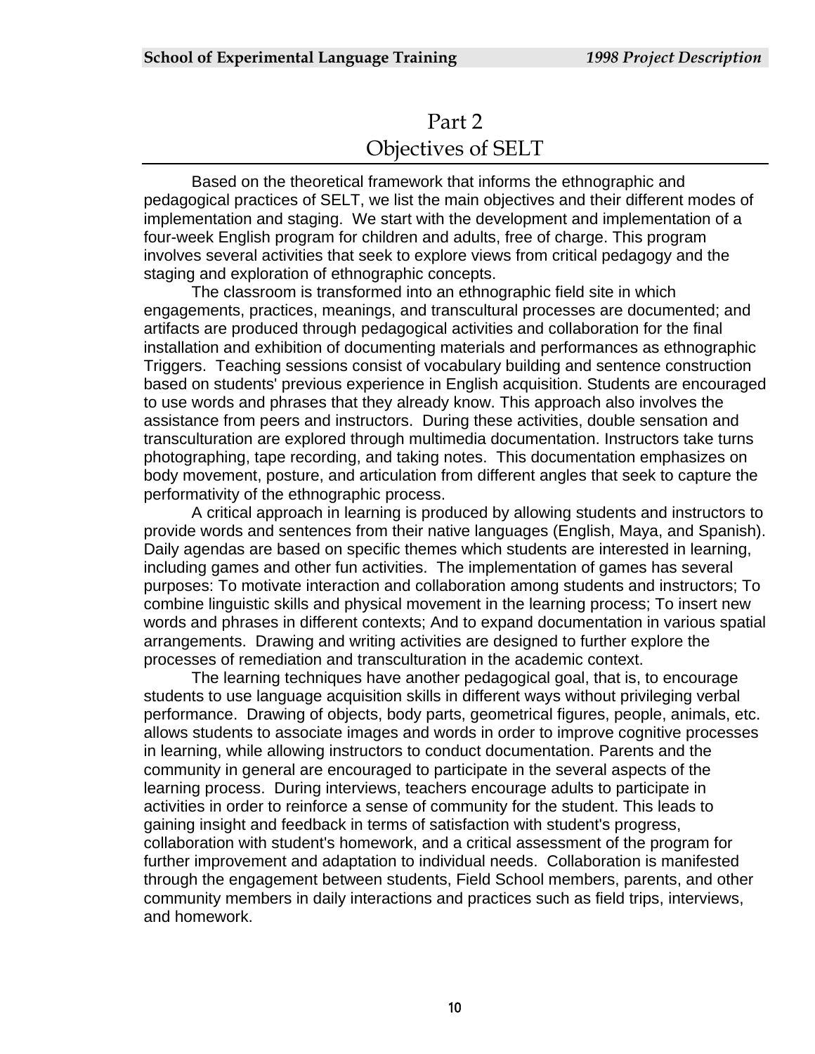# Part 2
# Objectives of SELT

Based on the theoretical framework that informs the ethnographic and pedagogical practices of SELT, we list the main objectives and their different modes of implementation and staging. We start with the development and implementation of a four-week English program for children and adults, free of charge. This program involves several activities that seek to explore views from critical pedagogy and the staging and exploration of ethnographic concepts.

The classroom is transformed into an ethnographic field site in which engagements, practices, meanings, and transcultural processes are documented; and artifacts are produced through pedagogical activities and collaboration for the final installation and exhibition of documenting materials and performances as ethnographic Triggers. Teaching sessions consist of vocabulary building and sentence construction based on students' previous experience in English acquisition. Students are encouraged to use words and phrases that they already know. This approach also involves the assistance from peers and instructors. During these activities, double sensation and transculturation are explored through multimedia documentation. Instructors take turns photographing, tape recording, and taking notes. This documentation emphasizes on body movement, posture, and articulation from different angles that seek to capture the performativity of the ethnographic process.

A critical approach in learning is produced by allowing students and instructors to provide words and sentences from their native languages (English, Maya, and Spanish). Daily agendas are based on specific themes which students are interested in learning, including games and other fun activities. The implementation of games has several purposes: To motivate interaction and collaboration among students and instructors; To combine linguistic skills and physical movement in the learning process; To insert new words and phrases in different contexts; And to expand documentation in various spatial arrangements. Drawing and writing activities are designed to further explore the processes of remediation and transculturation in the academic context.

The learning techniques have another pedagogical goal, that is, to encourage students to use language acquisition skills in different ways without privileging verbal performance. Drawing of objects, body parts, geometrical figures, people, animals, etc. allows students to associate images and words in order to improve cognitive processes in learning, while allowing instructors to conduct documentation. Parents and the community in general are encouraged to participate in the several aspects of the learning process. During interviews, teachers encourage adults to participate in activities in order to reinforce a sense of community for the student. This leads to gaining insight and feedback in terms of satisfaction with student's progress, collaboration with student's homework, and a critical assessment of the program for further improvement and adaptation to individual needs. Collaboration is manifested through the engagement between students, Field School members, parents, and other community members in daily interactions and practices such as field trips, interviews, and homework.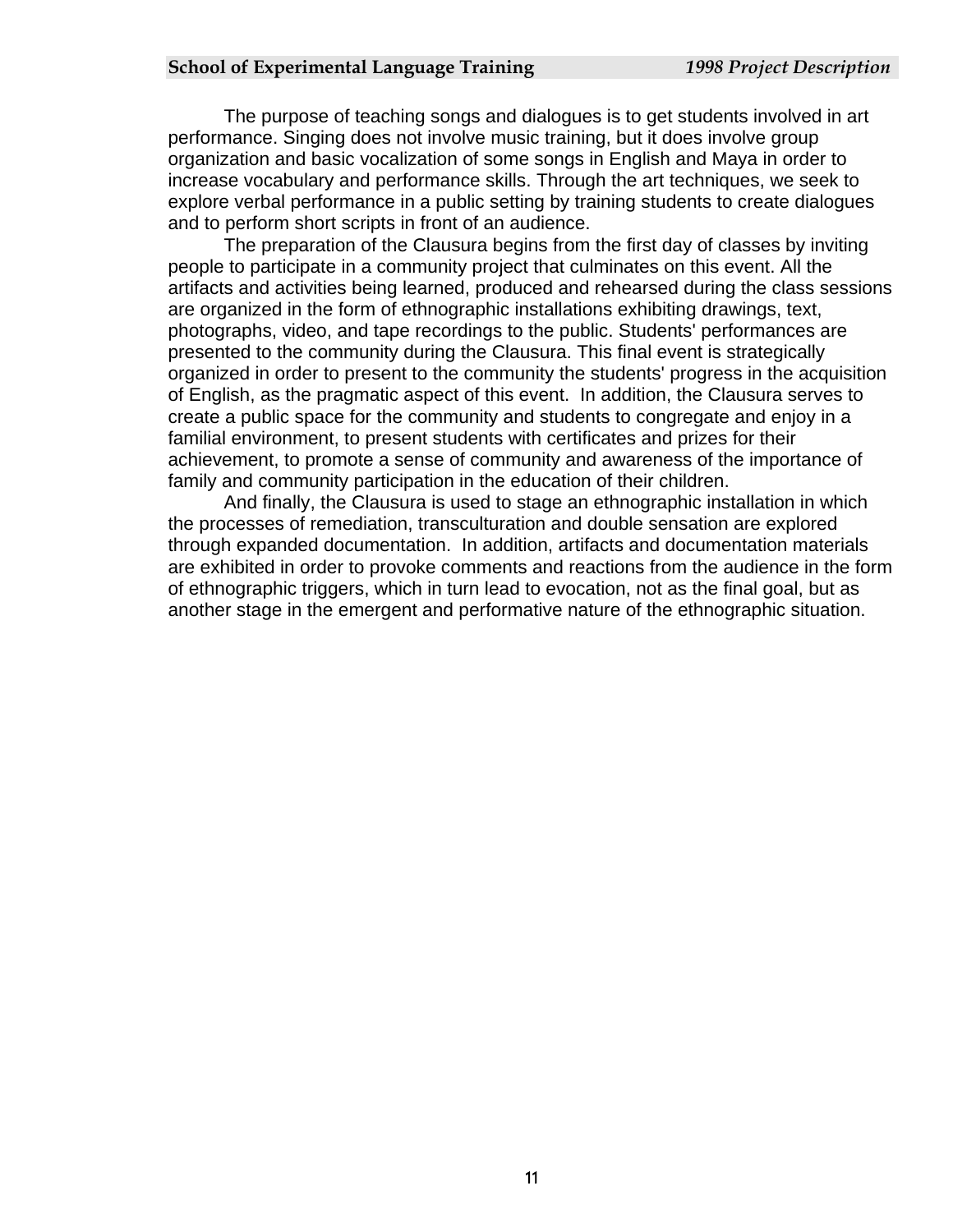The purpose of teaching songs and dialogues is to get students involved in art performance. Singing does not involve music training, but it does involve group organization and basic vocalization of some songs in English and Maya in order to increase vocabulary and performance skills. Through the art techniques, we seek to explore verbal performance in a public setting by training students to create dialogues and to perform short scripts in front of an audience.

The preparation of the Clausura begins from the first day of classes by inviting people to participate in a community project that culminates on this event. All the artifacts and activities being learned, produced and rehearsed during the class sessions are organized in the form of ethnographic installations exhibiting drawings, text, photographs, video, and tape recordings to the public. Students' performances are presented to the community during the Clausura. This final event is strategically organized in order to present to the community the students' progress in the acquisition of English, as the pragmatic aspect of this event. In addition, the Clausura serves to create a public space for the community and students to congregate and enjoy in a familial environment, to present students with certificates and prizes for their achievement, to promote a sense of community and awareness of the importance of family and community participation in the education of their children.

And finally, the Clausura is used to stage an ethnographic installation in which the processes of remediation, transculturation and double sensation are explored through expanded documentation. In addition, artifacts and documentation materials are exhibited in order to provoke comments and reactions from the audience in the form of ethnographic triggers, which in turn lead to evocation, not as the final goal, but as another stage in the emergent and performative nature of the ethnographic situation.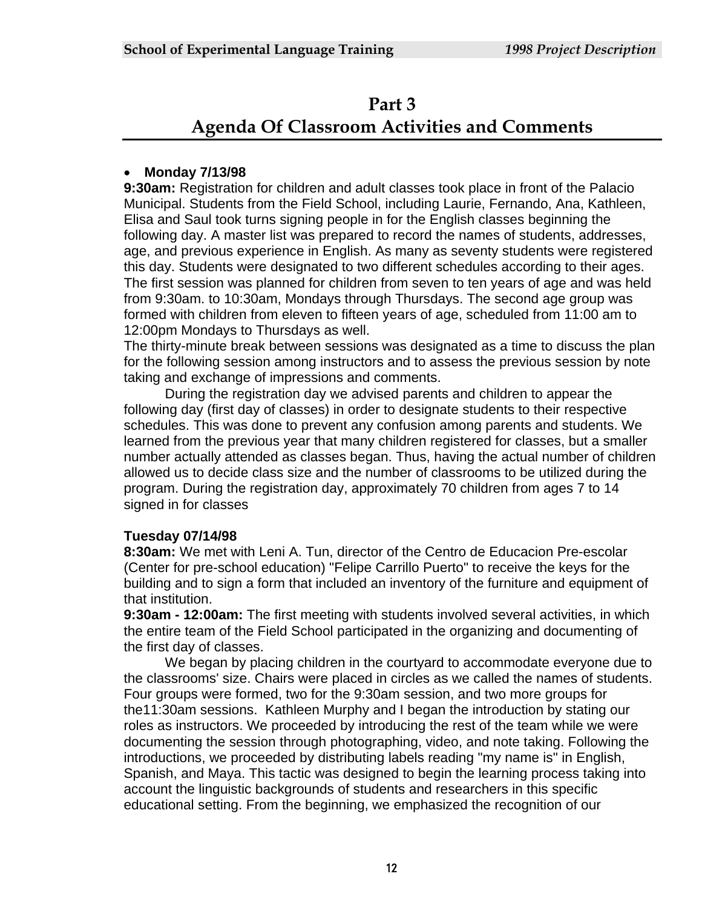# Part 3
# Agenda Of Classroom Activities and Comments

- **Monday 7/13/98**

**9:30am:** Registration for children and adult classes took place in front of the Palacio Municipal. Students from the Field School, including Laurie, Fernando, Ana, Kathleen, Elisa and Saul took turns signing people in for the English classes beginning the following day. A master list was prepared to record the names of students, addresses, age, and previous experience in English. As many as seventy students were registered this day. Students were designated to two different schedules according to their ages. The first session was planned for children from seven to ten years of age and was held from 9:30am. to 10:30am, Mondays through Thursdays. The second age group was formed with children from eleven to fifteen years of age, scheduled from 11:00 am to 12:00pm Mondays to Thursdays as well.

The thirty-minute break between sessions was designated as a time to discuss the plan for the following session among instructors and to assess the previous session by note taking and exchange of impressions and comments.

During the registration day we advised parents and children to appear the following day (first day of classes) in order to designate students to their respective schedules. This was done to prevent any confusion among parents and students. We learned from the previous year that many children registered for classes, but a smaller number actually attended as classes began. Thus, having the actual number of children allowed us to decide class size and the number of classrooms to be utilized during the program. During the registration day, approximately 70 children from ages 7 to 14 signed in for classes

**Tuesday 07/14/98**

**8:30am:** We met with Leni A. Tun, director of the Centro de Educacion Pre-escolar (Center for pre-school education) "Felipe Carrillo Puerto" to receive the keys for the building and to sign a form that included an inventory of the furniture and equipment of that institution.

**9:30am - 12:00am:** The first meeting with students involved several activities, in which the entire team of the Field School participated in the organizing and documenting of the first day of classes.

We began by placing children in the courtyard to accommodate everyone due to the classrooms' size. Chairs were placed in circles as we called the names of students. Four groups were formed, two for the 9:30am session, and two more groups for the11:30am sessions. Kathleen Murphy and I began the introduction by stating our roles as instructors. We proceeded by introducing the rest of the team while we were documenting the session through photographing, video, and note taking. Following the introductions, we proceeded by distributing labels reading "my name is" in English, Spanish, and Maya. This tactic was designed to begin the learning process taking into account the linguistic backgrounds of students and researchers in this specific educational setting. From the beginning, we emphasized the recognition of our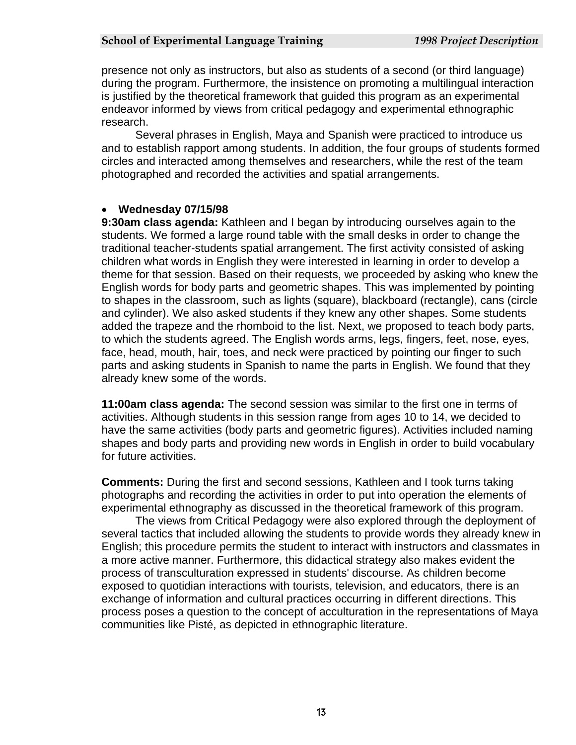presence not only as instructors, but also as students of a second (or third language) during the program. Furthermore, the insistence on promoting a multilingual interaction is justified by the theoretical framework that guided this program as an experimental endeavor informed by views from critical pedagogy and experimental ethnographic research.

Several phrases in English, Maya and Spanish were practiced to introduce us and to establish rapport among students. In addition, the four groups of students formed circles and interacted among themselves and researchers, while the rest of the team photographed and recorded the activities and spatial arrangements.

- **Wednesday 07/15/98**

**9:30am class agenda:** Kathleen and I began by introducing ourselves again to the students. We formed a large round table with the small desks in order to change the traditional teacher-students spatial arrangement. The first activity consisted of asking children what words in English they were interested in learning in order to develop a theme for that session. Based on their requests, we proceeded by asking who knew the English words for body parts and geometric shapes. This was implemented by pointing to shapes in the classroom, such as lights (square), blackboard (rectangle), cans (circle and cylinder). We also asked students if they knew any other shapes. Some students added the trapeze and the rhomboid to the list. Next, we proposed to teach body parts, to which the students agreed. The English words arms, legs, fingers, feet, nose, eyes, face, head, mouth, hair, toes, and neck were practiced by pointing our finger to such parts and asking students in Spanish to name the parts in English. We found that they already knew some of the words.

**11:00am class agenda:** The second session was similar to the first one in terms of activities. Although students in this session range from ages 10 to 14, we decided to have the same activities (body parts and geometric figures). Activities included naming shapes and body parts and providing new words in English in order to build vocabulary for future activities.

**Comments:** During the first and second sessions, Kathleen and I took turns taking photographs and recording the activities in order to put into operation the elements of experimental ethnography as discussed in the theoretical framework of this program.

The views from Critical Pedagogy were also explored through the deployment of several tactics that included allowing the students to provide words they already knew in English; this procedure permits the student to interact with instructors and classmates in a more active manner. Furthermore, this didactical strategy also makes evident the process of transculturation expressed in students' discourse. As children become exposed to quotidian interactions with tourists, television, and educators, there is an exchange of information and cultural practices occurring in different directions. This process poses a question to the concept of acculturation in the representations of Maya communities like Pisté, as depicted in ethnographic literature.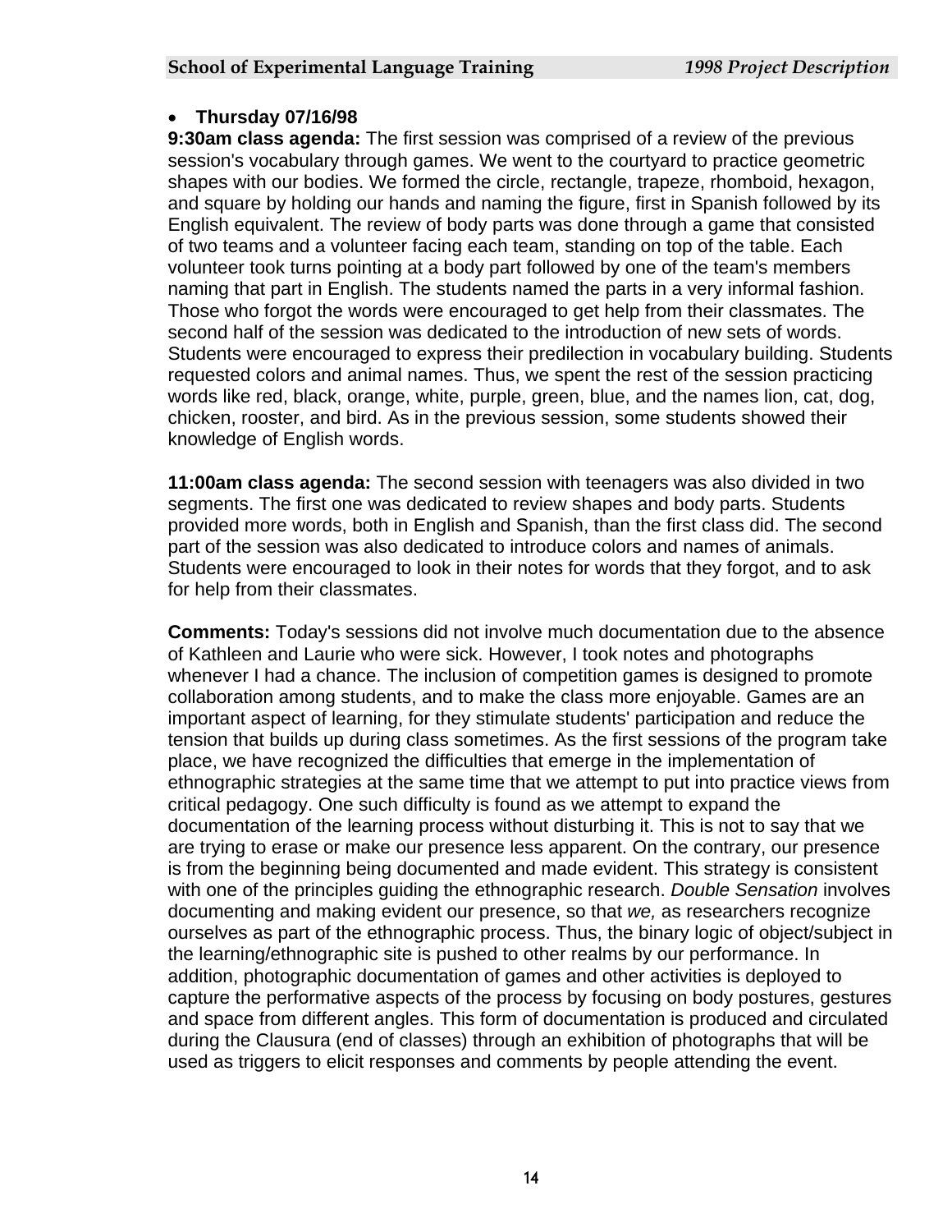- **Thursday 07/16/98**

**9:30am class agenda:** The first session was comprised of a review of the previous session's vocabulary through games. We went to the courtyard to practice geometric shapes with our bodies. We formed the circle, rectangle, trapeze, rhomboid, hexagon, and square by holding our hands and naming the figure, first in Spanish followed by its English equivalent. The review of body parts was done through a game that consisted of two teams and a volunteer facing each team, standing on top of the table. Each volunteer took turns pointing at a body part followed by one of the team's members naming that part in English. The students named the parts in a very informal fashion. Those who forgot the words were encouraged to get help from their classmates. The second half of the session was dedicated to the introduction of new sets of words. Students were encouraged to express their predilection in vocabulary building. Students requested colors and animal names. Thus, we spent the rest of the session practicing words like red, black, orange, white, purple, green, blue, and the names lion, cat, dog, chicken, rooster, and bird. As in the previous session, some students showed their knowledge of English words.

**11:00am class agenda:** The second session with teenagers was also divided in two segments. The first one was dedicated to review shapes and body parts. Students provided more words, both in English and Spanish, than the first class did. The second part of the session was also dedicated to introduce colors and names of animals. Students were encouraged to look in their notes for words that they forgot, and to ask for help from their classmates.

**Comments:** Today's sessions did not involve much documentation due to the absence of Kathleen and Laurie who were sick. However, I took notes and photographs whenever I had a chance. The inclusion of competition games is designed to promote collaboration among students, and to make the class more enjoyable. Games are an important aspect of learning, for they stimulate students' participation and reduce the tension that builds up during class sometimes. As the first sessions of the program take place, we have recognized the difficulties that emerge in the implementation of ethnographic strategies at the same time that we attempt to put into practice views from critical pedagogy. One such difficulty is found as we attempt to expand the documentation of the learning process without disturbing it. This is not to say that we are trying to erase or make our presence less apparent. On the contrary, our presence is from the beginning being documented and made evident. This strategy is consistent with one of the principles guiding the ethnographic research. *Double Sensation* involves documenting and making evident our presence, so that *we,* as researchers recognize ourselves as part of the ethnographic process. Thus, the binary logic of object/subject in the learning/ethnographic site is pushed to other realms by our performance. In addition, photographic documentation of games and other activities is deployed to capture the performative aspects of the process by focusing on body postures, gestures and space from different angles. This form of documentation is produced and circulated during the Clausura (end of classes) through an exhibition of photographs that will be used as triggers to elicit responses and comments by people attending the event.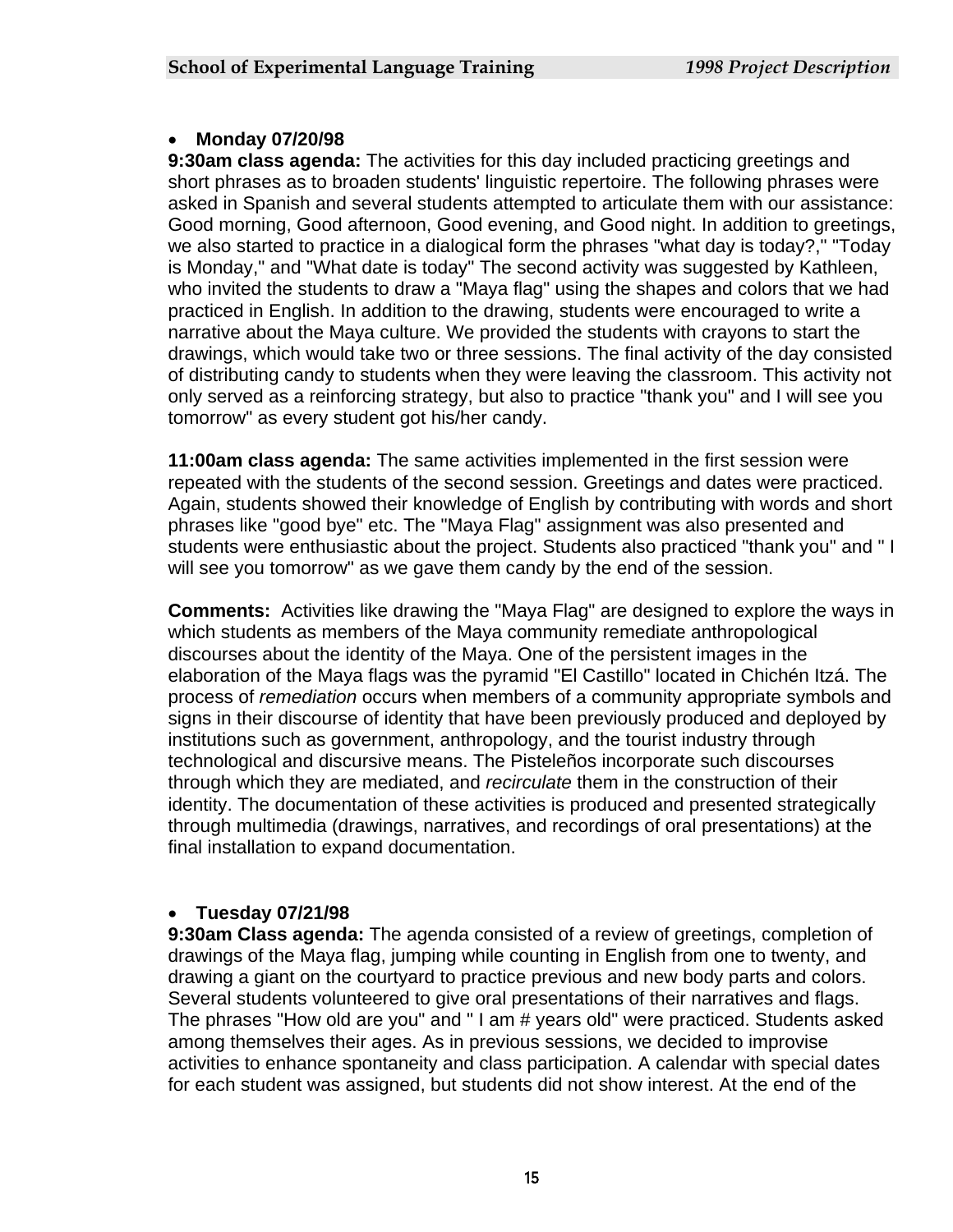- **Monday 07/20/98**

**9:30am class agenda:** The activities for this day included practicing greetings and short phrases as to broaden students' linguistic repertoire. The following phrases were asked in Spanish and several students attempted to articulate them with our assistance: Good morning, Good afternoon, Good evening, and Good night. In addition to greetings, we also started to practice in a dialogical form the phrases "what day is today?," "Today is Monday," and "What date is today" The second activity was suggested by Kathleen, who invited the students to draw a "Maya flag" using the shapes and colors that we had practiced in English. In addition to the drawing, students were encouraged to write a narrative about the Maya culture. We provided the students with crayons to start the drawings, which would take two or three sessions. The final activity of the day consisted of distributing candy to students when they were leaving the classroom. This activity not only served as a reinforcing strategy, but also to practice "thank you" and I will see you tomorrow" as every student got his/her candy.

**11:00am class agenda:** The same activities implemented in the first session were repeated with the students of the second session. Greetings and dates were practiced. Again, students showed their knowledge of English by contributing with words and short phrases like "good bye" etc. The "Maya Flag" assignment was also presented and students were enthusiastic about the project. Students also practiced "thank you" and " I will see you tomorrow" as we gave them candy by the end of the session.

**Comments:** Activities like drawing the "Maya Flag" are designed to explore the ways in which students as members of the Maya community remediate anthropological discourses about the identity of the Maya. One of the persistent images in the elaboration of the Maya flags was the pyramid "El Castillo" located in Chichén Itzá. The process of *remediation* occurs when members of a community appropriate symbols and signs in their discourse of identity that have been previously produced and deployed by institutions such as government, anthropology, and the tourist industry through technological and discursive means. The Pisteleños incorporate such discourses through which they are mediated, and *recirculate* them in the construction of their identity. The documentation of these activities is produced and presented strategically through multimedia (drawings, narratives, and recordings of oral presentations) at the final installation to expand documentation.

- **Tuesday 07/21/98**

**9:30am Class agenda:** The agenda consisted of a review of greetings, completion of drawings of the Maya flag, jumping while counting in English from one to twenty, and drawing a giant on the courtyard to practice previous and new body parts and colors. Several students volunteered to give oral presentations of their narratives and flags. The phrases "How old are you" and " I am # years old" were practiced. Students asked among themselves their ages. As in previous sessions, we decided to improvise activities to enhance spontaneity and class participation. A calendar with special dates for each student was assigned, but students did not show interest. At the end of the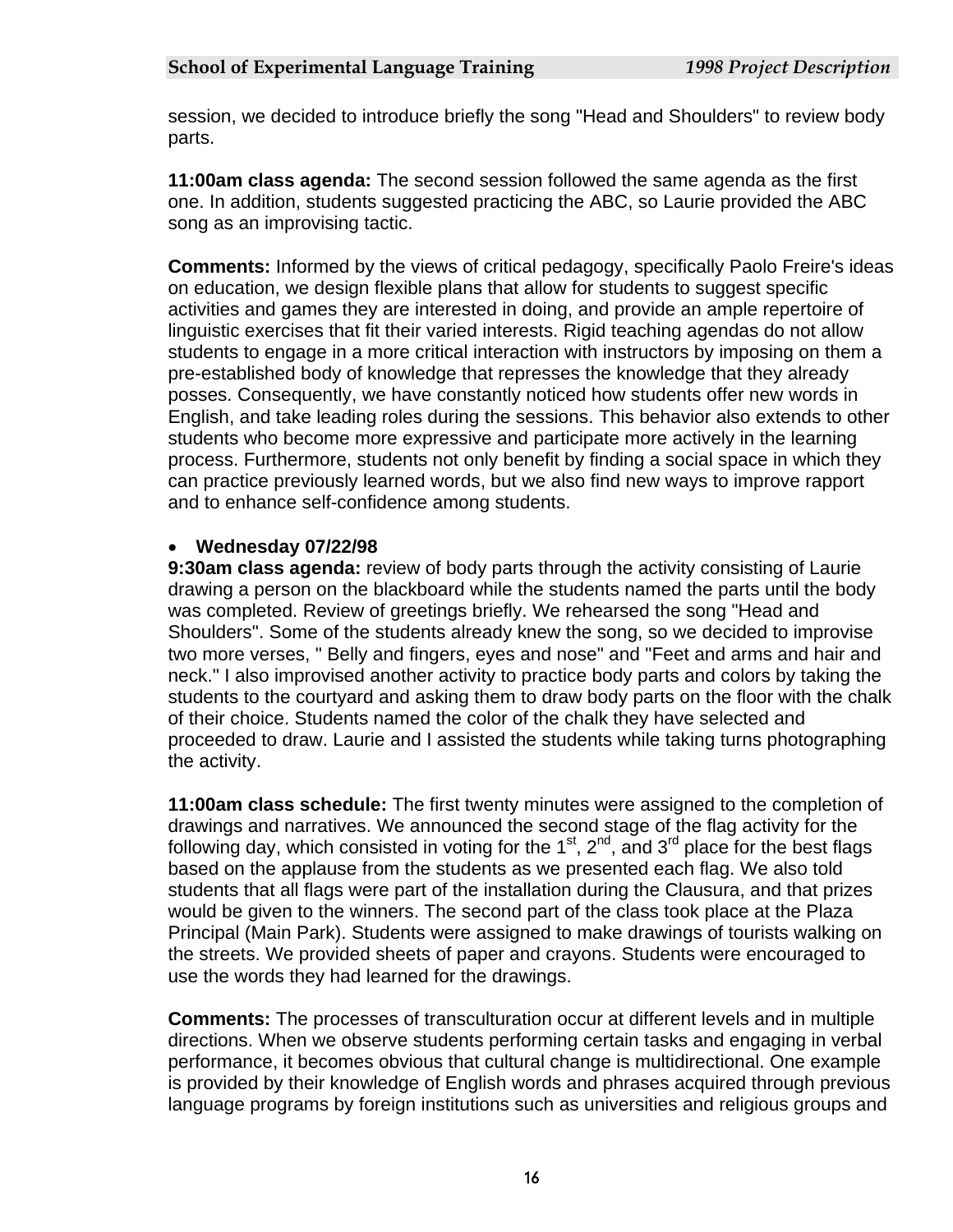session, we decided to introduce briefly the song "Head and Shoulders" to review body parts.

**11:00am class agenda:** The second session followed the same agenda as the first one. In addition, students suggested practicing the ABC, so Laurie provided the ABC song as an improvising tactic.

**Comments:** Informed by the views of critical pedagogy, specifically Paolo Freire's ideas on education, we design flexible plans that allow for students to suggest specific activities and games they are interested in doing, and provide an ample repertoire of linguistic exercises that fit their varied interests. Rigid teaching agendas do not allow students to engage in a more critical interaction with instructors by imposing on them a pre-established body of knowledge that represses the knowledge that they already posses. Consequently, we have constantly noticed how students offer new words in English, and take leading roles during the sessions. This behavior also extends to other students who become more expressive and participate more actively in the learning process. Furthermore, students not only benefit by finding a social space in which they can practice previously learned words, but we also find new ways to improve rapport and to enhance self-confidence among students.

- **Wednesday 07/22/98**

**9:30am class agenda:** review of body parts through the activity consisting of Laurie drawing a person on the blackboard while the students named the parts until the body was completed. Review of greetings briefly. We rehearsed the song "Head and Shoulders". Some of the students already knew the song, so we decided to improvise two more verses, " Belly and fingers, eyes and nose" and "Feet and arms and hair and neck." I also improvised another activity to practice body parts and colors by taking the students to the courtyard and asking them to draw body parts on the floor with the chalk of their choice. Students named the color of the chalk they have selected and proceeded to draw. Laurie and I assisted the students while taking turns photographing the activity.

**11:00am class schedule:** The first twenty minutes were assigned to the completion of drawings and narratives. We announced the second stage of the flag activity for the following day, which consisted in voting for the 1st, 2nd, and 3rd place for the best flags based on the applause from the students as we presented each flag. We also told students that all flags were part of the installation during the Clausura, and that prizes would be given to the winners. The second part of the class took place at the Plaza Principal (Main Park). Students were assigned to make drawings of tourists walking on the streets. We provided sheets of paper and crayons. Students were encouraged to use the words they had learned for the drawings.

**Comments:** The processes of transculturation occur at different levels and in multiple directions. When we observe students performing certain tasks and engaging in verbal performance, it becomes obvious that cultural change is multidirectional. One example is provided by their knowledge of English words and phrases acquired through previous language programs by foreign institutions such as universities and religious groups and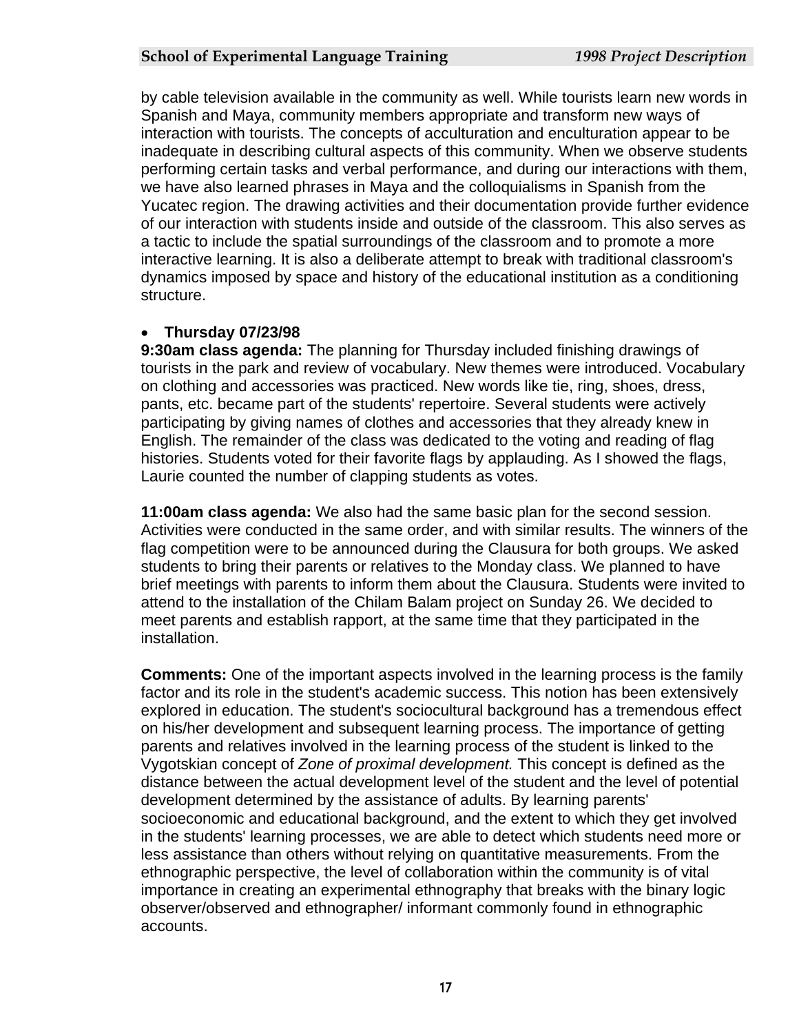by cable television available in the community as well. While tourists learn new words in Spanish and Maya, community members appropriate and transform new ways of interaction with tourists. The concepts of acculturation and enculturation appear to be inadequate in describing cultural aspects of this community. When we observe students performing certain tasks and verbal performance, and during our interactions with them, we have also learned phrases in Maya and the colloquialisms in Spanish from the Yucatec region. The drawing activities and their documentation provide further evidence of our interaction with students inside and outside of the classroom. This also serves as a tactic to include the spatial surroundings of the classroom and to promote a more interactive learning. It is also a deliberate attempt to break with traditional classroom's dynamics imposed by space and history of the educational institution as a conditioning structure.

- **Thursday 07/23/98**

**9:30am class agenda:** The planning for Thursday included finishing drawings of tourists in the park and review of vocabulary. New themes were introduced. Vocabulary on clothing and accessories was practiced. New words like tie, ring, shoes, dress, pants, etc. became part of the students' repertoire. Several students were actively participating by giving names of clothes and accessories that they already knew in English. The remainder of the class was dedicated to the voting and reading of flag histories. Students voted for their favorite flags by applauding. As I showed the flags, Laurie counted the number of clapping students as votes.

**11:00am class agenda:** We also had the same basic plan for the second session. Activities were conducted in the same order, and with similar results. The winners of the flag competition were to be announced during the Clausura for both groups. We asked students to bring their parents or relatives to the Monday class. We planned to have brief meetings with parents to inform them about the Clausura. Students were invited to attend to the installation of the Chilam Balam project on Sunday 26. We decided to meet parents and establish rapport, at the same time that they participated in the installation.

**Comments:** One of the important aspects involved in the learning process is the family factor and its role in the student's academic success. This notion has been extensively explored in education. The student's sociocultural background has a tremendous effect on his/her development and subsequent learning process. The importance of getting parents and relatives involved in the learning process of the student is linked to the Vygotskian concept of *Zone of proximal development.* This concept is defined as the distance between the actual development level of the student and the level of potential development determined by the assistance of adults. By learning parents' socioeconomic and educational background, and the extent to which they get involved in the students' learning processes, we are able to detect which students need more or less assistance than others without relying on quantitative measurements. From the ethnographic perspective, the level of collaboration within the community is of vital importance in creating an experimental ethnography that breaks with the binary logic observer/observed and ethnographer/ informant commonly found in ethnographic accounts.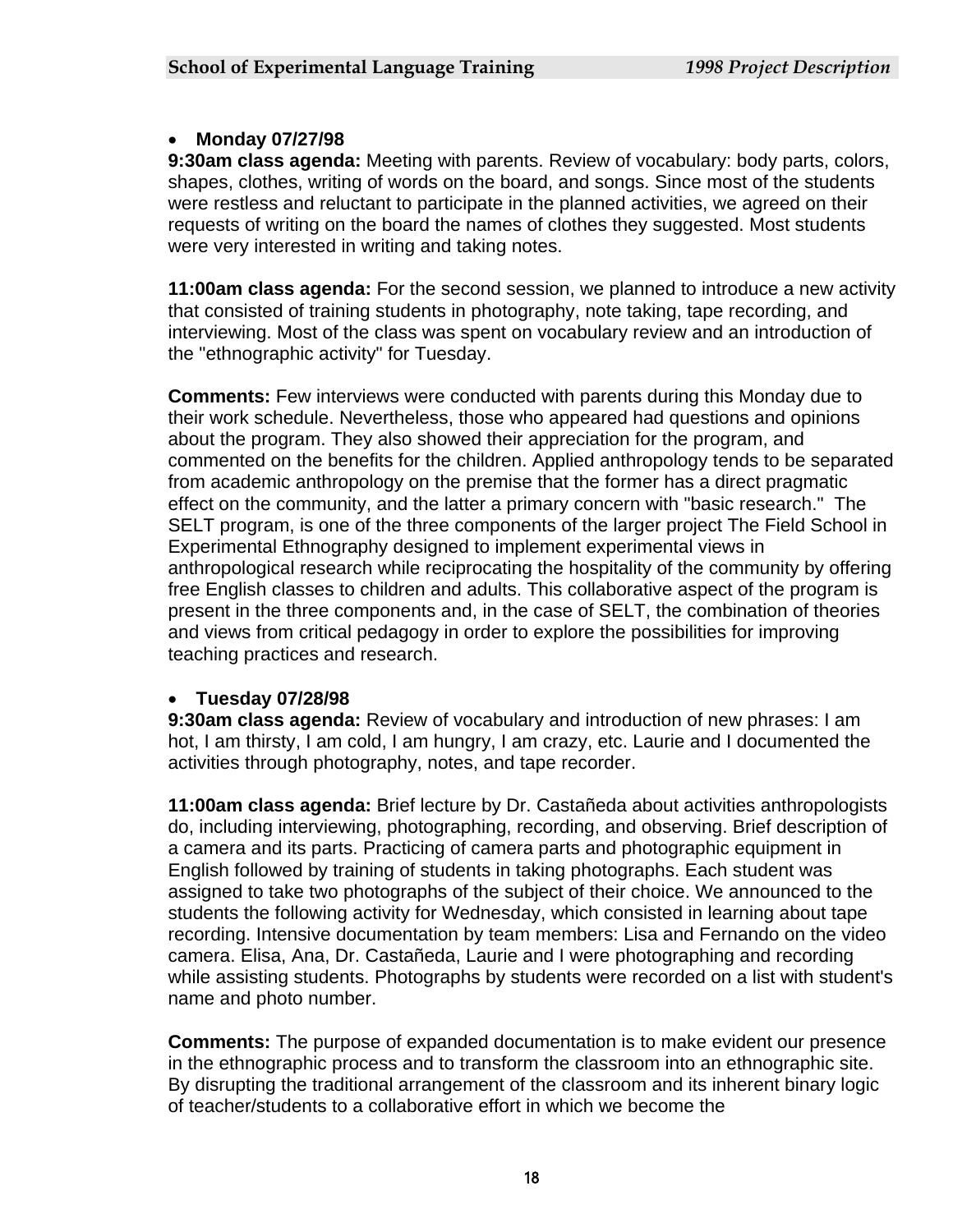- **Monday 07/27/98**

**9:30am class agenda:** Meeting with parents. Review of vocabulary: body parts, colors, shapes, clothes, writing of words on the board, and songs. Since most of the students were restless and reluctant to participate in the planned activities, we agreed on their requests of writing on the board the names of clothes they suggested. Most students were very interested in writing and taking notes.

**11:00am class agenda:** For the second session, we planned to introduce a new activity that consisted of training students in photography, note taking, tape recording, and interviewing. Most of the class was spent on vocabulary review and an introduction of the "ethnographic activity" for Tuesday.

**Comments:** Few interviews were conducted with parents during this Monday due to their work schedule. Nevertheless, those who appeared had questions and opinions about the program. They also showed their appreciation for the program, and commented on the benefits for the children. Applied anthropology tends to be separated from academic anthropology on the premise that the former has a direct pragmatic effect on the community, and the latter a primary concern with "basic research." The SELT program, is one of the three components of the larger project The Field School in Experimental Ethnography designed to implement experimental views in anthropological research while reciprocating the hospitality of the community by offering free English classes to children and adults. This collaborative aspect of the program is present in the three components and, in the case of SELT, the combination of theories and views from critical pedagogy in order to explore the possibilities for improving teaching practices and research.

- **Tuesday 07/28/98**

**9:30am class agenda:** Review of vocabulary and introduction of new phrases: I am hot, I am thirsty, I am cold, I am hungry, I am crazy, etc. Laurie and I documented the activities through photography, notes, and tape recorder.

**11:00am class agenda:** Brief lecture by Dr. Castañeda about activities anthropologists do, including interviewing, photographing, recording, and observing. Brief description of a camera and its parts. Practicing of camera parts and photographic equipment in English followed by training of students in taking photographs. Each student was assigned to take two photographs of the subject of their choice. We announced to the students the following activity for Wednesday, which consisted in learning about tape recording. Intensive documentation by team members: Lisa and Fernando on the video camera. Elisa, Ana, Dr. Castañeda, Laurie and I were photographing and recording while assisting students. Photographs by students were recorded on a list with student's name and photo number.

**Comments:** The purpose of expanded documentation is to make evident our presence in the ethnographic process and to transform the classroom into an ethnographic site. By disrupting the traditional arrangement of the classroom and its inherent binary logic of teacher/students to a collaborative effort in which we become the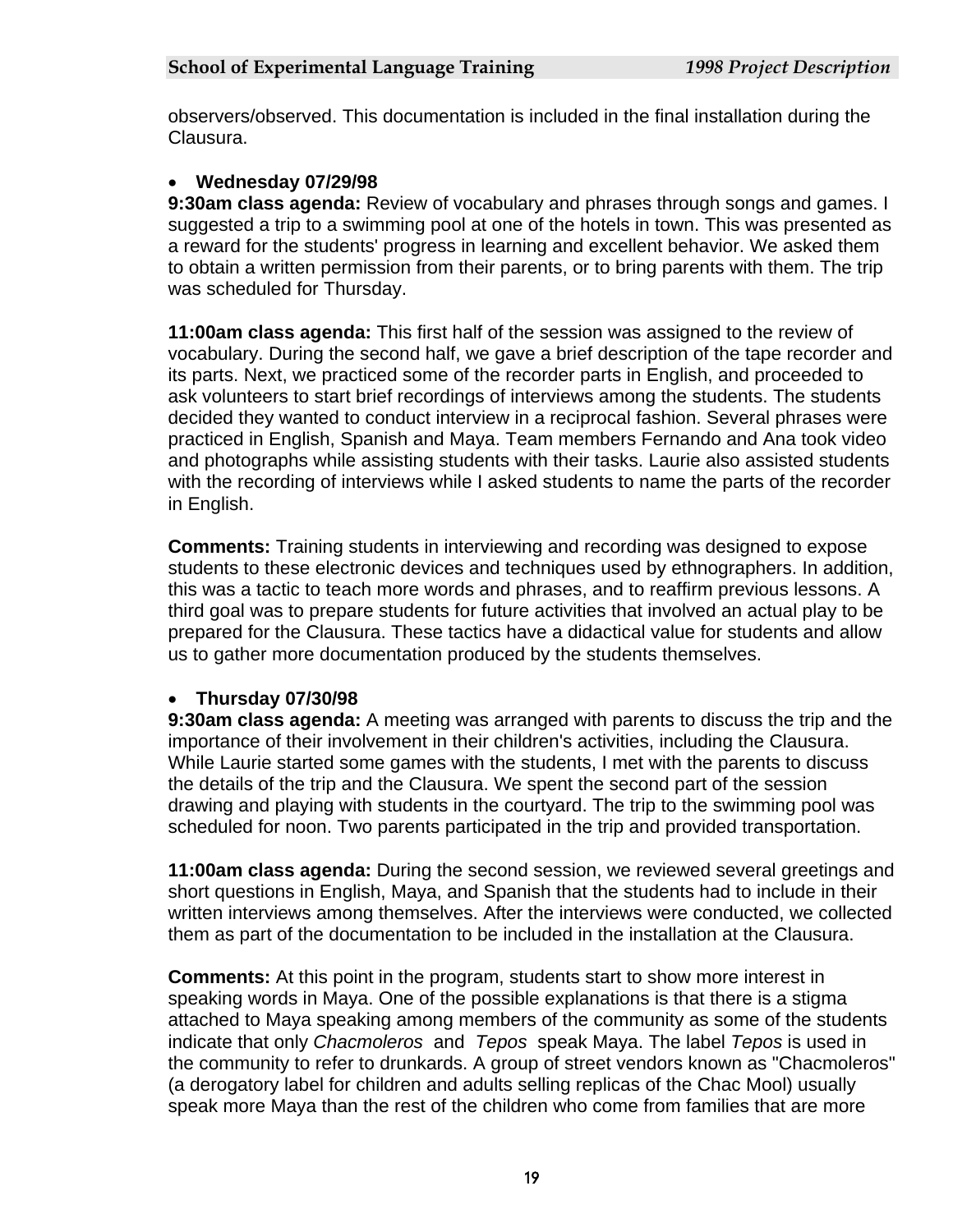observers/observed. This documentation is included in the final installation during the Clausura.

- **Wednesday 07/29/98**

**9:30am class agenda:** Review of vocabulary and phrases through songs and games. I suggested a trip to a swimming pool at one of the hotels in town. This was presented as a reward for the students' progress in learning and excellent behavior. We asked them to obtain a written permission from their parents, or to bring parents with them. The trip was scheduled for Thursday.

**11:00am class agenda:** This first half of the session was assigned to the review of vocabulary. During the second half, we gave a brief description of the tape recorder and its parts. Next, we practiced some of the recorder parts in English, and proceeded to ask volunteers to start brief recordings of interviews among the students. The students decided they wanted to conduct interview in a reciprocal fashion. Several phrases were practiced in English, Spanish and Maya. Team members Fernando and Ana took video and photographs while assisting students with their tasks. Laurie also assisted students with the recording of interviews while I asked students to name the parts of the recorder in English.

**Comments:** Training students in interviewing and recording was designed to expose students to these electronic devices and techniques used by ethnographers. In addition, this was a tactic to teach more words and phrases, and to reaffirm previous lessons. A third goal was to prepare students for future activities that involved an actual play to be prepared for the Clausura. These tactics have a didactical value for students and allow us to gather more documentation produced by the students themselves.

- **Thursday 07/30/98**

**9:30am class agenda:** A meeting was arranged with parents to discuss the trip and the importance of their involvement in their children's activities, including the Clausura. While Laurie started some games with the students, I met with the parents to discuss the details of the trip and the Clausura. We spent the second part of the session drawing and playing with students in the courtyard. The trip to the swimming pool was scheduled for noon. Two parents participated in the trip and provided transportation.

**11:00am class agenda:** During the second session, we reviewed several greetings and short questions in English, Maya, and Spanish that the students had to include in their written interviews among themselves. After the interviews were conducted, we collected them as part of the documentation to be included in the installation at the Clausura.

**Comments:** At this point in the program, students start to show more interest in speaking words in Maya. One of the possible explanations is that there is a stigma attached to Maya speaking among members of the community as some of the students indicate that only *Chacmoleros* and *Tepos* speak Maya. The label *Tepos* is used in the community to refer to drunkards. A group of street vendors known as "Chacmoleros" (a derogatory label for children and adults selling replicas of the Chac Mool) usually speak more Maya than the rest of the children who come from families that are more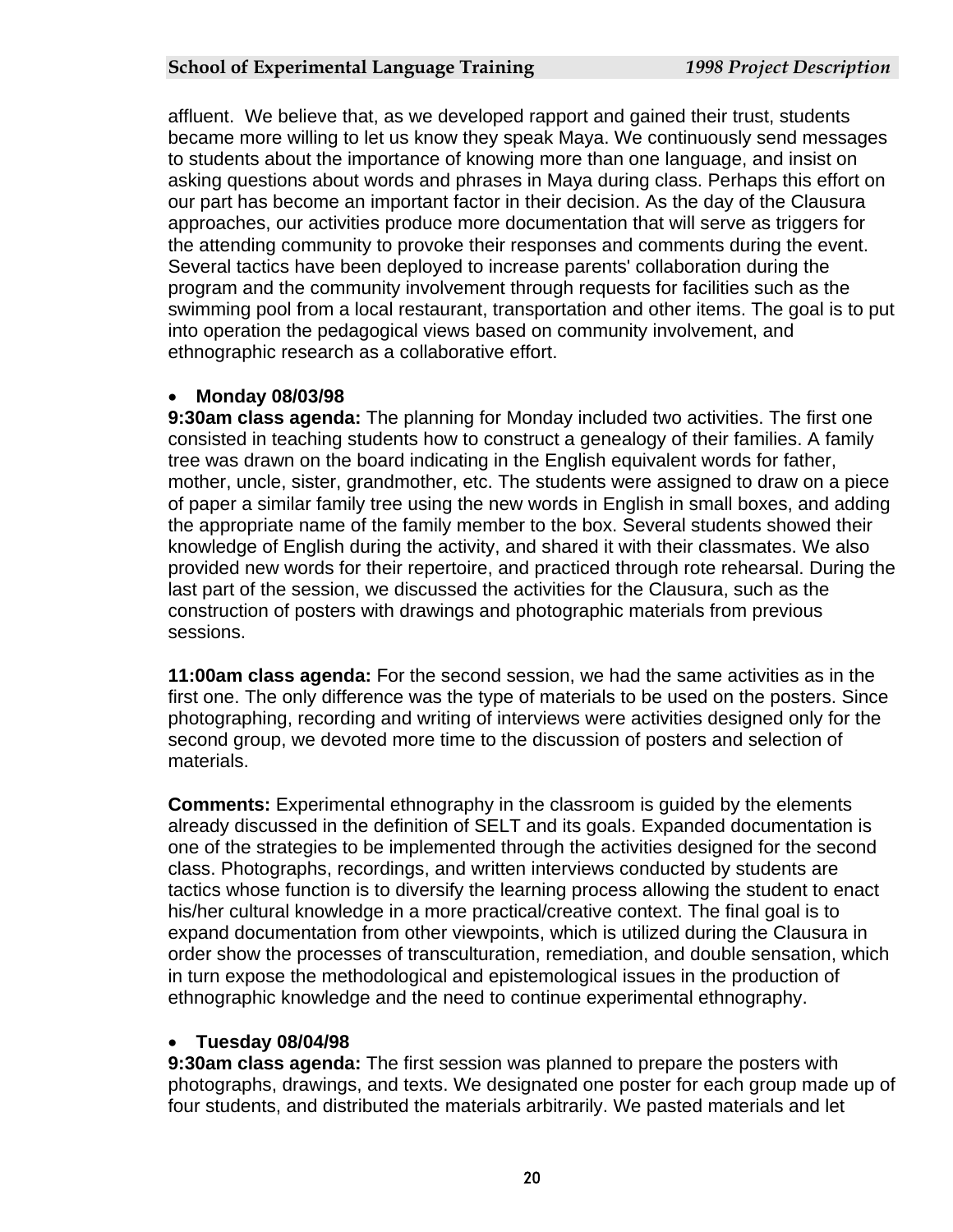affluent. We believe that, as we developed rapport and gained their trust, students became more willing to let us know they speak Maya. We continuously send messages to students about the importance of knowing more than one language, and insist on asking questions about words and phrases in Maya during class. Perhaps this effort on our part has become an important factor in their decision. As the day of the Clausura approaches, our activities produce more documentation that will serve as triggers for the attending community to provoke their responses and comments during the event. Several tactics have been deployed to increase parents' collaboration during the program and the community involvement through requests for facilities such as the swimming pool from a local restaurant, transportation and other items. The goal is to put into operation the pedagogical views based on community involvement, and ethnographic research as a collaborative effort.

- **Monday 08/03/98**

**9:30am class agenda:** The planning for Monday included two activities. The first one consisted in teaching students how to construct a genealogy of their families. A family tree was drawn on the board indicating in the English equivalent words for father, mother, uncle, sister, grandmother, etc. The students were assigned to draw on a piece of paper a similar family tree using the new words in English in small boxes, and adding the appropriate name of the family member to the box. Several students showed their knowledge of English during the activity, and shared it with their classmates. We also provided new words for their repertoire, and practiced through rote rehearsal. During the last part of the session, we discussed the activities for the Clausura, such as the construction of posters with drawings and photographic materials from previous sessions.

**11:00am class agenda:** For the second session, we had the same activities as in the first one. The only difference was the type of materials to be used on the posters. Since photographing, recording and writing of interviews were activities designed only for the second group, we devoted more time to the discussion of posters and selection of materials.

**Comments:** Experimental ethnography in the classroom is guided by the elements already discussed in the definition of SELT and its goals. Expanded documentation is one of the strategies to be implemented through the activities designed for the second class. Photographs, recordings, and written interviews conducted by students are tactics whose function is to diversify the learning process allowing the student to enact his/her cultural knowledge in a more practical/creative context. The final goal is to expand documentation from other viewpoints, which is utilized during the Clausura in order show the processes of transculturation, remediation, and double sensation, which in turn expose the methodological and epistemological issues in the production of ethnographic knowledge and the need to continue experimental ethnography.

- **Tuesday 08/04/98**

**9:30am class agenda:** The first session was planned to prepare the posters with photographs, drawings, and texts. We designated one poster for each group made up of four students, and distributed the materials arbitrarily. We pasted materials and let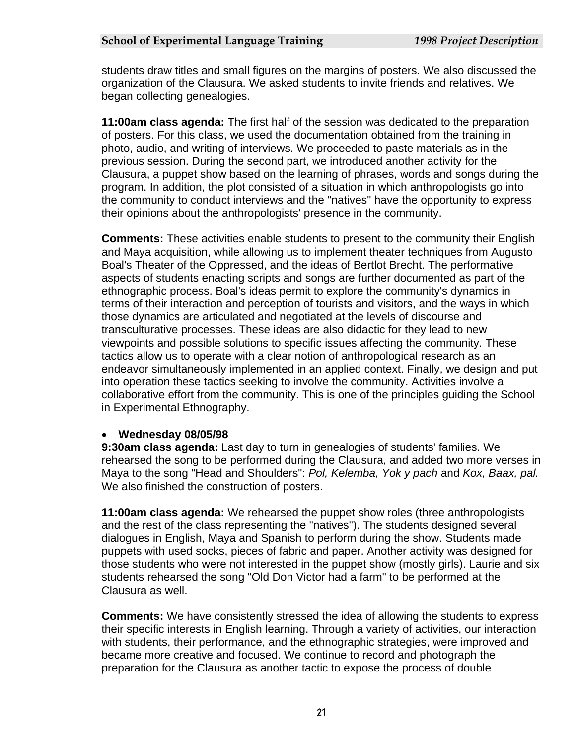students draw titles and small figures on the margins of posters. We also discussed the organization of the Clausura. We asked students to invite friends and relatives. We began collecting genealogies.

**11:00am class agenda:** The first half of the session was dedicated to the preparation of posters. For this class, we used the documentation obtained from the training in photo, audio, and writing of interviews. We proceeded to paste materials as in the previous session. During the second part, we introduced another activity for the Clausura, a puppet show based on the learning of phrases, words and songs during the program. In addition, the plot consisted of a situation in which anthropologists go into the community to conduct interviews and the "natives" have the opportunity to express their opinions about the anthropologists' presence in the community.

**Comments:** These activities enable students to present to the community their English and Maya acquisition, while allowing us to implement theater techniques from Augusto Boal's Theater of the Oppressed, and the ideas of Bertlot Brecht. The performative aspects of students enacting scripts and songs are further documented as part of the ethnographic process. Boal's ideas permit to explore the community's dynamics in terms of their interaction and perception of tourists and visitors, and the ways in which those dynamics are articulated and negotiated at the levels of discourse and transculturative processes. These ideas are also didactic for they lead to new viewpoints and possible solutions to specific issues affecting the community. These tactics allow us to operate with a clear notion of anthropological research as an endeavor simultaneously implemented in an applied context. Finally, we design and put into operation these tactics seeking to involve the community. Activities involve a collaborative effort from the community. This is one of the principles guiding the School in Experimental Ethnography.

- **Wednesday 08/05/98**

**9:30am class agenda:** Last day to turn in genealogies of students' families. We rehearsed the song to be performed during the Clausura, and added two more verses in Maya to the song "Head and Shoulders": *Pol, Kelemba, Yok y pach* and *Kox, Baax, pal.* We also finished the construction of posters.

**11:00am class agenda:** We rehearsed the puppet show roles (three anthropologists and the rest of the class representing the "natives"). The students designed several dialogues in English, Maya and Spanish to perform during the show. Students made puppets with used socks, pieces of fabric and paper. Another activity was designed for those students who were not interested in the puppet show (mostly girls). Laurie and six students rehearsed the song "Old Don Victor had a farm" to be performed at the Clausura as well.

**Comments:** We have consistently stressed the idea of allowing the students to express their specific interests in English learning. Through a variety of activities, our interaction with students, their performance, and the ethnographic strategies, were improved and became more creative and focused. We continue to record and photograph the preparation for the Clausura as another tactic to expose the process of double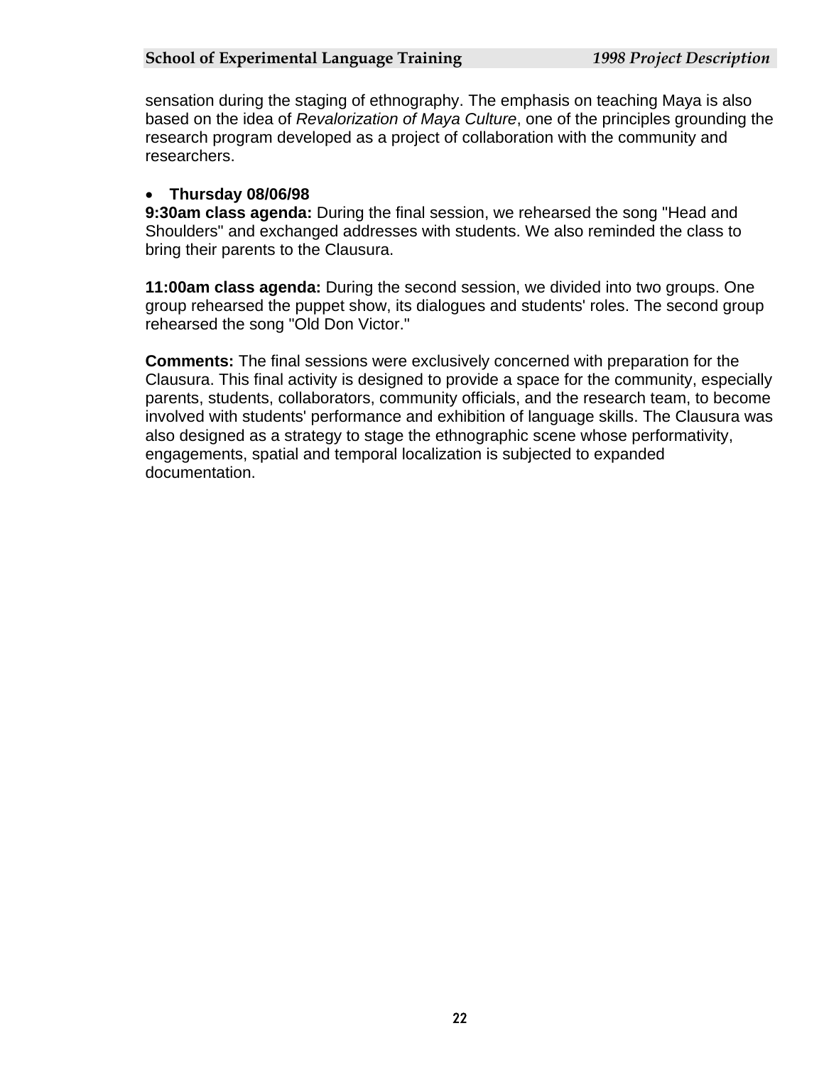sensation during the staging of ethnography. The emphasis on teaching Maya is also based on the idea of *Revalorization of Maya Culture*, one of the principles grounding the research program developed as a project of collaboration with the community and researchers.

- **Thursday 08/06/98**

**9:30am class agenda:** During the final session, we rehearsed the song "Head and Shoulders" and exchanged addresses with students. We also reminded the class to bring their parents to the Clausura.

**11:00am class agenda:** During the second session, we divided into two groups. One group rehearsed the puppet show, its dialogues and students' roles. The second group rehearsed the song "Old Don Victor."

**Comments:** The final sessions were exclusively concerned with preparation for the Clausura. This final activity is designed to provide a space for the community, especially parents, students, collaborators, community officials, and the research team, to become involved with students' performance and exhibition of language skills. The Clausura was also designed as a strategy to stage the ethnographic scene whose performativity, engagements, spatial and temporal localization is subjected to expanded documentation.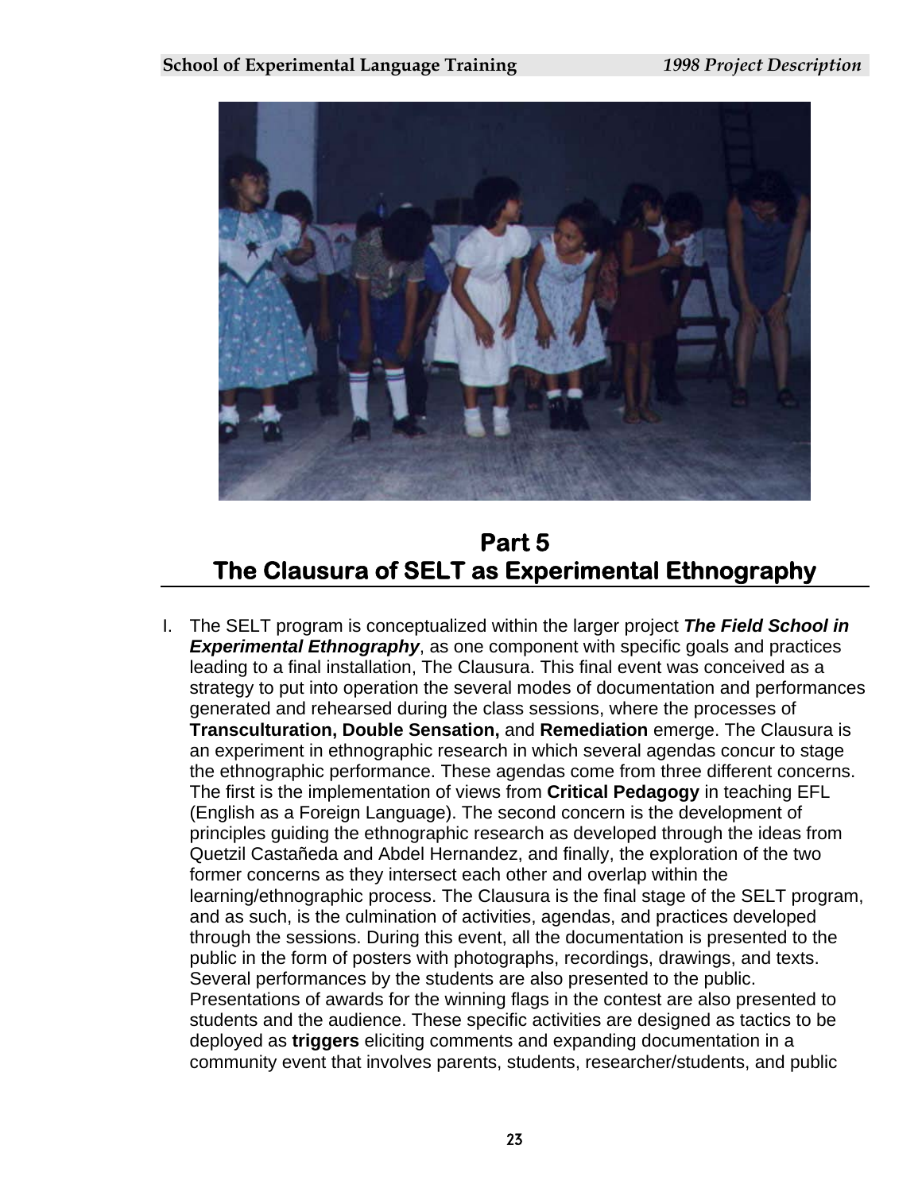# Part 5
# The Clausura of SELT as Experimental Ethnography

I. The SELT program is conceptualized within the larger project ***The Field School in Experimental Ethnography***, as one component with specific goals and practices leading to a final installation, The Clausura. This final event was conceived as a strategy to put into operation the several modes of documentation and performances generated and rehearsed during the class sessions, where the processes of **Transculturation, Double Sensation,** and **Remediation** emerge. The Clausura is an experiment in ethnographic research in which several agendas concur to stage the ethnographic performance. These agendas come from three different concerns. The first is the implementation of views from **Critical Pedagogy** in teaching EFL (English as a Foreign Language). The second concern is the development of principles guiding the ethnographic research as developed through the ideas from Quetzil Castañeda and Abdel Hernandez, and finally, the exploration of the two former concerns as they intersect each other and overlap within the learning/ethnographic process. The Clausura is the final stage of the SELT program, and as such, is the culmination of activities, agendas, and practices developed through the sessions. During this event, all the documentation is presented to the public in the form of posters with photographs, recordings, drawings, and texts. Several performances by the students are also presented to the public. Presentations of awards for the winning flags in the contest are also presented to students and the audience. These specific activities are designed as tactics to be deployed as **triggers** eliciting comments and expanding documentation in a community event that involves parents, students, researcher/students, and public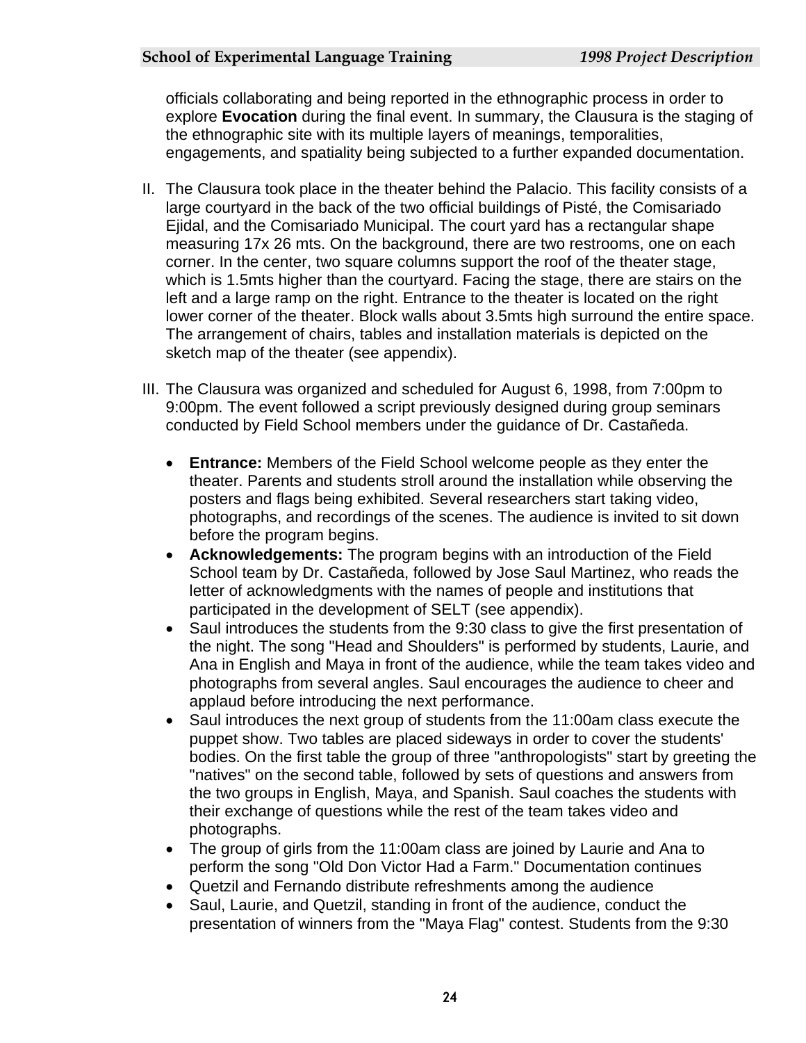officials collaborating and being reported in the ethnographic process in order to explore **Evocation** during the final event. In summary, the Clausura is the staging of the ethnographic site with its multiple layers of meanings, temporalities, engagements, and spatiality being subjected to a further expanded documentation.

II. The Clausura took place in the theater behind the Palacio. This facility consists of a large courtyard in the back of the two official buildings of Pisté, the Comisariado Ejidal, and the Comisariado Municipal. The court yard has a rectangular shape measuring 17x 26 mts. On the background, there are two restrooms, one on each corner. In the center, two square columns support the roof of the theater stage, which is 1.5mts higher than the courtyard. Facing the stage, there are stairs on the left and a large ramp on the right. Entrance to the theater is located on the right lower corner of the theater. Block walls about 3.5mts high surround the entire space. The arrangement of chairs, tables and installation materials is depicted on the sketch map of the theater (see appendix).

III. The Clausura was organized and scheduled for August 6, 1998, from 7:00pm to 9:00pm. The event followed a script previously designed during group seminars conducted by Field School members under the guidance of Dr. Castañeda.

- **Entrance:** Members of the Field School welcome people as they enter the theater. Parents and students stroll around the installation while observing the posters and flags being exhibited. Several researchers start taking video, photographs, and recordings of the scenes. The audience is invited to sit down before the program begins.
- **Acknowledgements:** The program begins with an introduction of the Field School team by Dr. Castañeda, followed by Jose Saul Martinez, who reads the letter of acknowledgments with the names of people and institutions that participated in the development of SELT (see appendix).
- Saul introduces the students from the 9:30 class to give the first presentation of the night. The song "Head and Shoulders" is performed by students, Laurie, and Ana in English and Maya in front of the audience, while the team takes video and photographs from several angles. Saul encourages the audience to cheer and applaud before introducing the next performance.
- Saul introduces the next group of students from the 11:00am class execute the puppet show. Two tables are placed sideways in order to cover the students' bodies. On the first table the group of three "anthropologists" start by greeting the "natives" on the second table, followed by sets of questions and answers from the two groups in English, Maya, and Spanish. Saul coaches the students with their exchange of questions while the rest of the team takes video and photographs.
- The group of girls from the 11:00am class are joined by Laurie and Ana to perform the song "Old Don Victor Had a Farm." Documentation continues
- Quetzil and Fernando distribute refreshments among the audience
- Saul, Laurie, and Quetzil, standing in front of the audience, conduct the presentation of winners from the "Maya Flag" contest. Students from the 9:30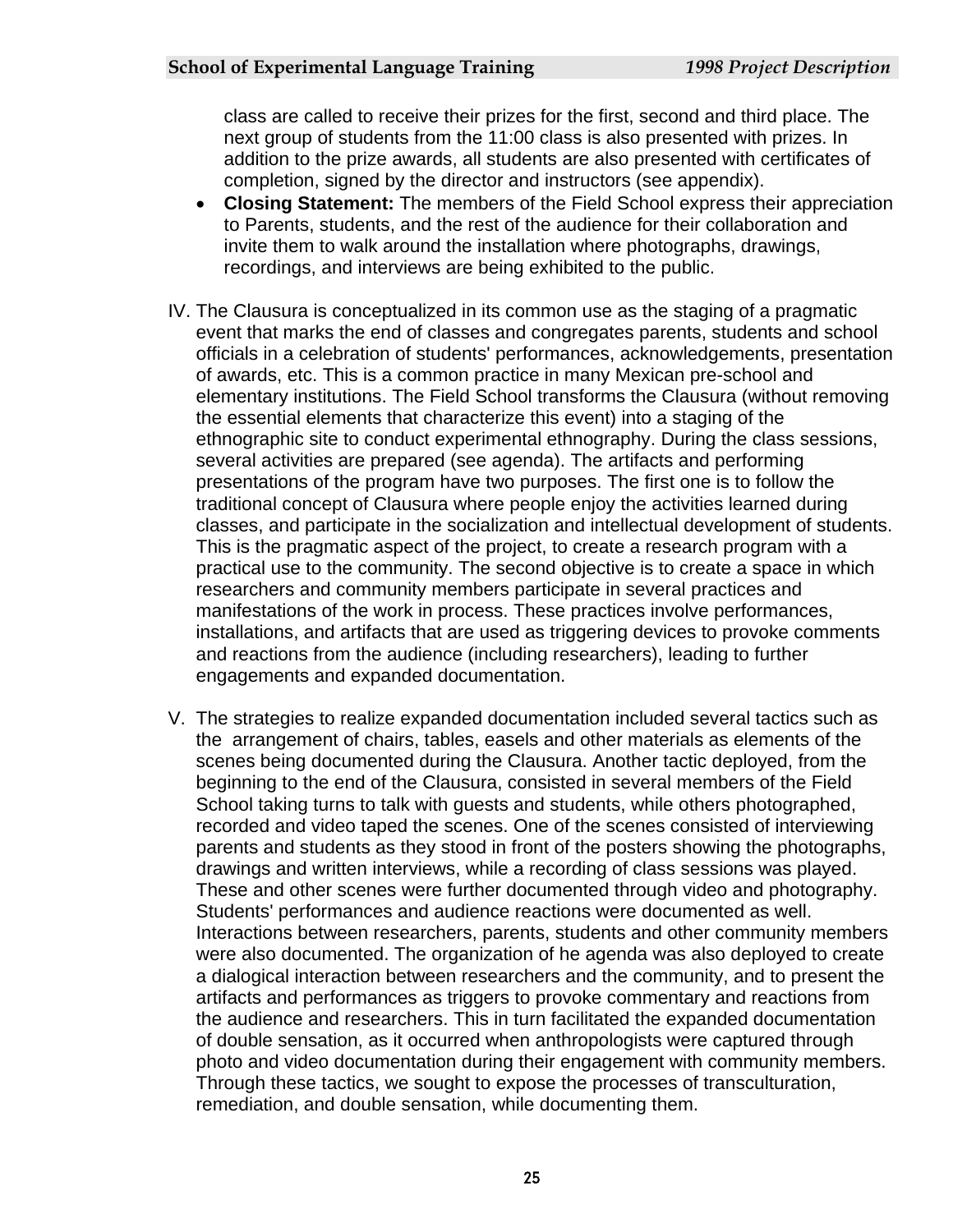class are called to receive their prizes for the first, second and third place. The next group of students from the 11:00 class is also presented with prizes. In addition to the prize awards, all students are also presented with certificates of completion, signed by the director and instructors (see appendix).

- **Closing Statement:** The members of the Field School express their appreciation to Parents, students, and the rest of the audience for their collaboration and invite them to walk around the installation where photographs, drawings, recordings, and interviews are being exhibited to the public.

IV. The Clausura is conceptualized in its common use as the staging of a pragmatic event that marks the end of classes and congregates parents, students and school officials in a celebration of students' performances, acknowledgements, presentation of awards, etc. This is a common practice in many Mexican pre-school and elementary institutions. The Field School transforms the Clausura (without removing the essential elements that characterize this event) into a staging of the ethnographic site to conduct experimental ethnography. During the class sessions, several activities are prepared (see agenda). The artifacts and performing presentations of the program have two purposes. The first one is to follow the traditional concept of Clausura where people enjoy the activities learned during classes, and participate in the socialization and intellectual development of students. This is the pragmatic aspect of the project, to create a research program with a practical use to the community. The second objective is to create a space in which researchers and community members participate in several practices and manifestations of the work in process. These practices involve performances, installations, and artifacts that are used as triggering devices to provoke comments and reactions from the audience (including researchers), leading to further engagements and expanded documentation.

V. The strategies to realize expanded documentation included several tactics such as the arrangement of chairs, tables, easels and other materials as elements of the scenes being documented during the Clausura. Another tactic deployed, from the beginning to the end of the Clausura, consisted in several members of the Field School taking turns to talk with guests and students, while others photographed, recorded and video taped the scenes. One of the scenes consisted of interviewing parents and students as they stood in front of the posters showing the photographs, drawings and written interviews, while a recording of class sessions was played. These and other scenes were further documented through video and photography. Students' performances and audience reactions were documented as well. Interactions between researchers, parents, students and other community members were also documented. The organization of he agenda was also deployed to create a dialogical interaction between researchers and the community, and to present the artifacts and performances as triggers to provoke commentary and reactions from the audience and researchers. This in turn facilitated the expanded documentation of double sensation, as it occurred when anthropologists were captured through photo and video documentation during their engagement with community members. Through these tactics, we sought to expose the processes of transculturation, remediation, and double sensation, while documenting them.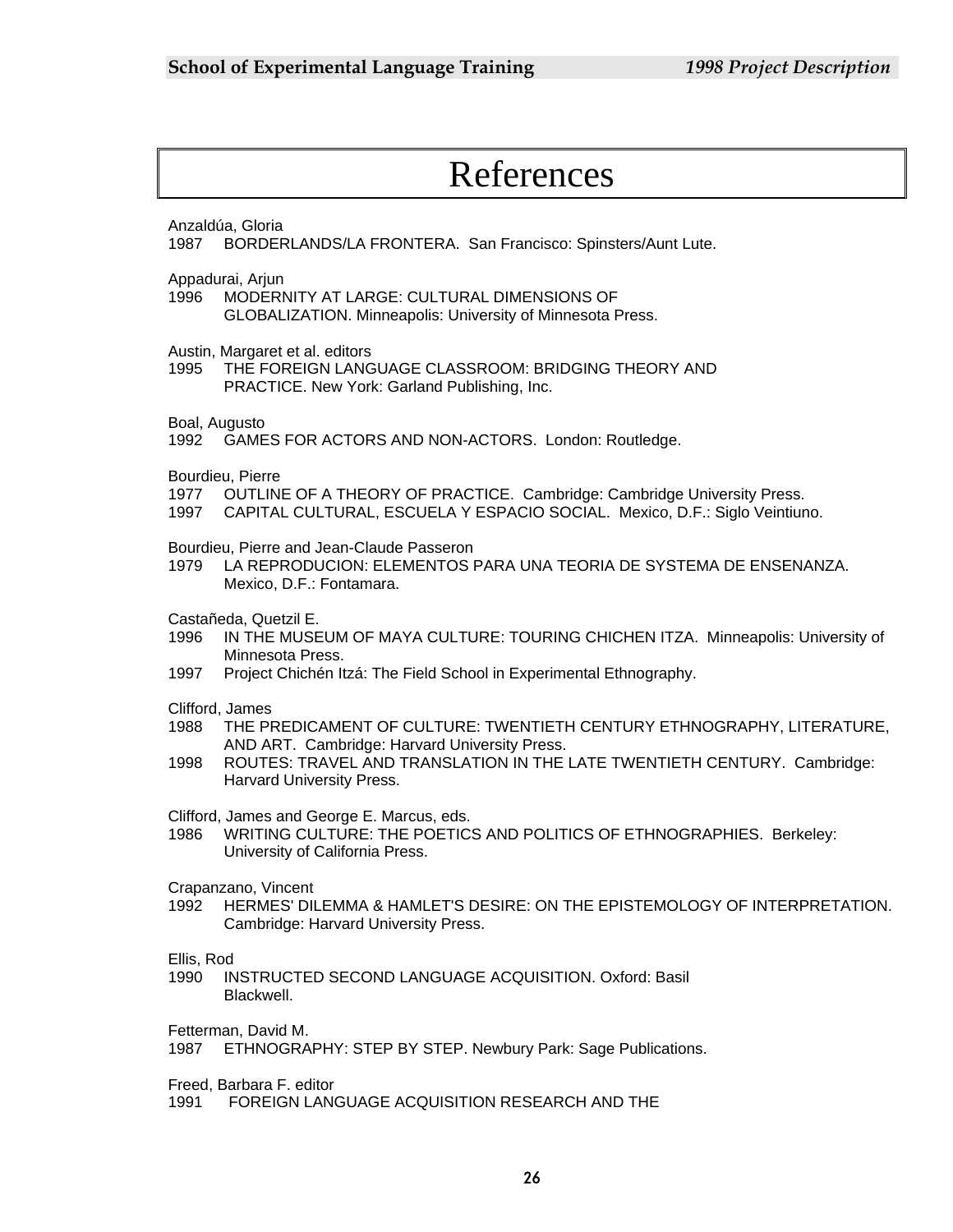# References

Anzaldúa, Gloria
1987 BORDERLANDS/LA FRONTERA. San Francisco: Spinsters/Aunt Lute.

Appadurai, Arjun
1996 MODERNITY AT LARGE: CULTURAL DIMENSIONS OF GLOBALIZATION. Minneapolis: University of Minnesota Press.

Austin, Margaret et al. editors
1995 THE FOREIGN LANGUAGE CLASSROOM: BRIDGING THEORY AND PRACTICE. New York: Garland Publishing, Inc.

Boal, Augusto
1992 GAMES FOR ACTORS AND NON-ACTORS. London: Routledge.

Bourdieu, Pierre
1977 OUTLINE OF A THEORY OF PRACTICE. Cambridge: Cambridge University Press.
1997 CAPITAL CULTURAL, ESCUELA Y ESPACIO SOCIAL. Mexico, D.F.: Siglo Veintiuno.

Bourdieu, Pierre and Jean-Claude Passeron
1979 LA REPRODUCION: ELEMENTOS PARA UNA TEORIA DE SYSTEMA DE ENSENANZA. Mexico, D.F.: Fontamara.

Castañeda, Quetzil E.
1996 IN THE MUSEUM OF MAYA CULTURE: TOURING CHICHEN ITZA. Minneapolis: University of Minnesota Press.
1997 Project Chichén Itzá: The Field School in Experimental Ethnography.

Clifford, James
1988 THE PREDICAMENT OF CULTURE: TWENTIETH CENTURY ETHNOGRAPHY, LITERATURE, AND ART. Cambridge: Harvard University Press.
1998 ROUTES: TRAVEL AND TRANSLATION IN THE LATE TWENTIETH CENTURY. Cambridge: Harvard University Press.

Clifford, James and George E. Marcus, eds.
1986 WRITING CULTURE: THE POETICS AND POLITICS OF ETHNOGRAPHIES. Berkeley: University of California Press.

Crapanzano, Vincent
1992 HERMES' DILEMMA & HAMLET'S DESIRE: ON THE EPISTEMOLOGY OF INTERPRETATION. Cambridge: Harvard University Press.

Ellis, Rod
1990 INSTRUCTED SECOND LANGUAGE ACQUISITION. Oxford: Basil Blackwell.

Fetterman, David M.
1987 ETHNOGRAPHY: STEP BY STEP. Newbury Park: Sage Publications.

Freed, Barbara F. editor
1991 FOREIGN LANGUAGE ACQUISITION RESEARCH AND THE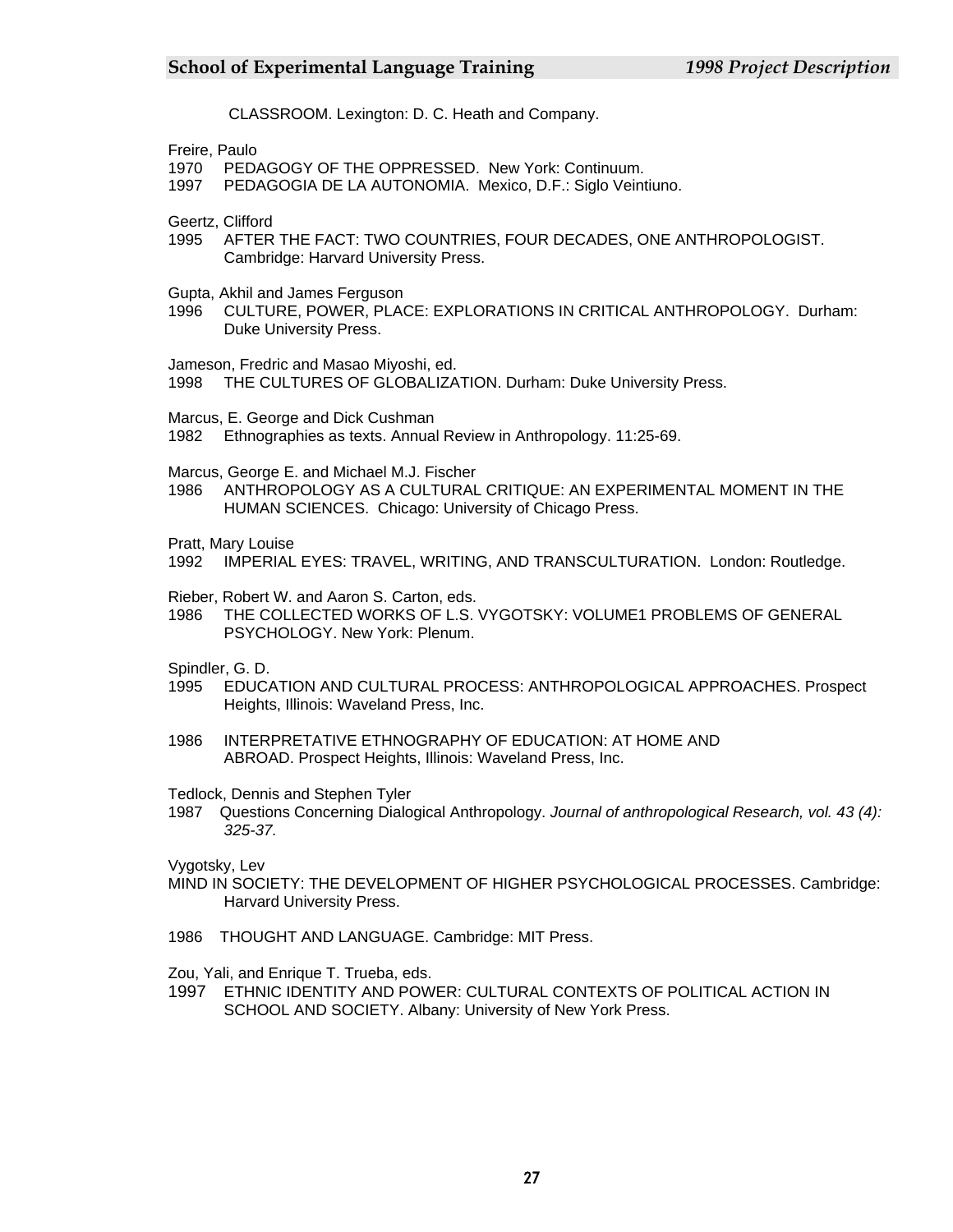CLASSROOM. Lexington: D. C. Heath and Company.

Freire, Paulo
1970 PEDAGOGY OF THE OPPRESSED. New York: Continuum.
1997 PEDAGOGIA DE LA AUTONOMIA. Mexico, D.F.: Siglo Veintiuno.

Geertz, Clifford
1995 AFTER THE FACT: TWO COUNTRIES, FOUR DECADES, ONE ANTHROPOLOGIST. Cambridge: Harvard University Press.

Gupta, Akhil and James Ferguson
1996 CULTURE, POWER, PLACE: EXPLORATIONS IN CRITICAL ANTHROPOLOGY. Durham: Duke University Press.

Jameson, Fredric and Masao Miyoshi, ed.
1998 THE CULTURES OF GLOBALIZATION. Durham: Duke University Press.

Marcus, E. George and Dick Cushman
1982 Ethnographies as texts. Annual Review in Anthropology. 11:25-69.

Marcus, George E. and Michael M.J. Fischer
1986 ANTHROPOLOGY AS A CULTURAL CRITIQUE: AN EXPERIMENTAL MOMENT IN THE HUMAN SCIENCES. Chicago: University of Chicago Press.

Pratt, Mary Louise
1992 IMPERIAL EYES: TRAVEL, WRITING, AND TRANSCULTURATION. London: Routledge.

Rieber, Robert W. and Aaron S. Carton, eds.
1986 THE COLLECTED WORKS OF L.S. VYGOTSKY: VOLUME1 PROBLEMS OF GENERAL PSYCHOLOGY. New York: Plenum.

Spindler, G. D.
1995 EDUCATION AND CULTURAL PROCESS: ANTHROPOLOGICAL APPROACHES. Prospect Heights, Illinois: Waveland Press, Inc.

1986 INTERPRETATIVE ETHNOGRAPHY OF EDUCATION: AT HOME AND ABROAD. Prospect Heights, Illinois: Waveland Press, Inc.

Tedlock, Dennis and Stephen Tyler
1987 Questions Concerning Dialogical Anthropology. *Journal of anthropological Research, vol. 43 (4): 325-37.*

Vygotsky, Lev
MIND IN SOCIETY: THE DEVELOPMENT OF HIGHER PSYCHOLOGICAL PROCESSES. Cambridge: Harvard University Press.

1986 THOUGHT AND LANGUAGE. Cambridge: MIT Press.

Zou, Yali, and Enrique T. Trueba, eds.
1997 ETHNIC IDENTITY AND POWER: CULTURAL CONTEXTS OF POLITICAL ACTION IN SCHOOL AND SOCIETY. Albany: University of New York Press.